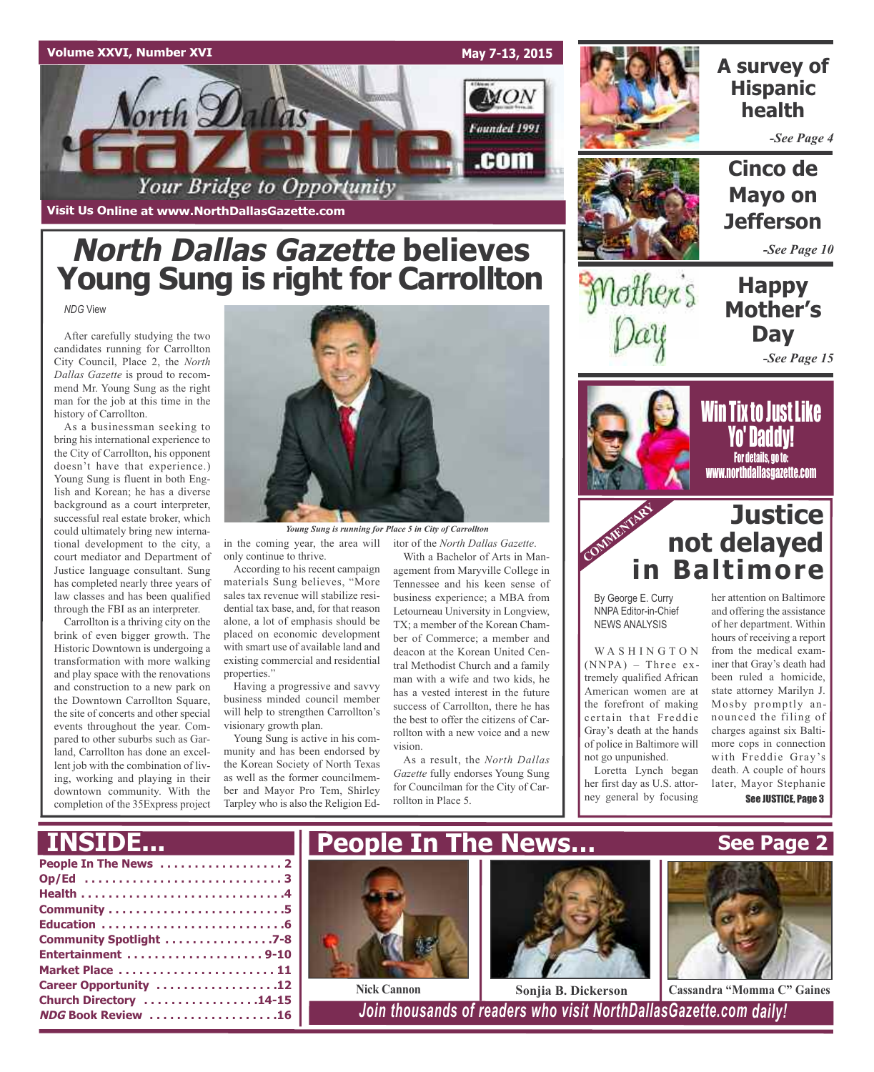# North Dallas Gazette

*Your Bridge to Opportunity*

Visit Us Online at www.NorthDallasGazette.com

## *North Dallas Gazette* believes Young Sung is right for Carrollton

*NDG* View

After carefully studying the two candidates running for Carrollton City Council, Place 2, the *North Dallas Gazette* is proud to recommend Mr. Young Sung as the right man for the job at this time in the history of Carrollton.

As a businessman seeking to bring his international experience to the City of Carrollton, his opponent doesn't have that experience.) Young Sung is fluent in both English and Korean; he has a diverse background as a court interpreter, successful real estate broker, which could ultimately bring new international development to the city, a court mediator and Department of Justice language consultant. Sung has completed nearly three years of law classes and has been qualified through the FBI as an interpreter.

Carrollton is a thriving city on the brink of even bigger growth. The Historic Downtown is undergoing a transformation with more walking and play space with the renovations and construction to a new park on the Downtown Carrollton Square, the site of concerts and other special events throughout the year. Compared to other suburbs such as Garland, Carrollton has done an excellent job with the combination of living, working and playing in their downtown community. With the completion of the 35Express project in the coming year, the area will only continue to thrive.

*Young Sung is running for Place 5 in City of Carrollton*

According to his recent campaign materials Sung believes, "More sales tax revenue will stabilize residential tax base, and, for that reason alone, a lot of emphasis should be placed on economic development with smart use of available land and existing commercial and residential properties."

Having a progressive and savvy business minded council member will help to strengthen Carrollton's visionary growth plan.

Young Sung is active in his community and has been endorsed by the Korean Society of North Texas as well as the former councilmember and Mayor Pro Tem, Shirley Tarpley who is also the Religion Editor of the *North Dallas Gazette*.

With a Bachelor of Arts in Management from Maryville College in Tennessee and his keen sense of business experience; a MBA from Letourneau University in Longview, TX; a member of the Korean Chamber of Commerce; a member and deacon at the Korean United Central Methodist Church and a family man with a wife and two kids, he has a vested interest in the future success of Carrollton, there he has the best to offer the citizens of Carrollton with a new voice and a new vision.

As a result, the *North Dallas Gazette* fully endorses Young Sung for Councilman for the City of Carrollton in Place 5.

---

**A survey of Hispanic health** *-See Page 4*

**Cinco de Mayo on Jefferson** *-See Page 10*

**Happy Mother's Day** *-See Page 15*

**Win Tix to Just Like Yo' Daddy!** For details, go to: www.northdallasgazette.com

---

COMMENTARY

## Justice not delayed in Baltimore

By George E. Curry
NNPA Editor-in-Chief
NEWS ANALYSIS

WASHINGTON (NNPA) – Three extremely qualified African American women are at the forefront of making certain that Freddie Gray's death at the hands of police in Baltimore will not go unpunished.

Loretta Lynch began her first day as U.S. attorney general by focusing her attention on Baltimore and offering the assistance of her department. Within hours of receiving a report from the medical examiner that Gray's death had been ruled a homicide, state attorney Marilyn J. Mosby promptly announced the filing of charges against six Baltimore cops in connection with Freddie Gray's death. A couple of hours later, Mayor Stephanie

**See JUSTICE, Page 3**

---

## INSIDE...

- People In The News . . . . . 2
- Op/Ed . . . . . 3
- Health . . . . . 4
- Community . . . . . 5
- Education . . . . . 6
- Community Spotlight . . . . . 7-8
- Entertainment . . . . . 9-10
- Market Place . . . . . 11
- Career Opportunity . . . . . 12
- Church Directory . . . . . 14-15
- *NDG* Book Review . . . . . 16

## People In The News... See Page 2

Nick Cannon | Sonjia B. Dickerson | Cassandra "Momma C" Gaines

*Join thousands of readers who visit NorthDallasGazette.com daily!*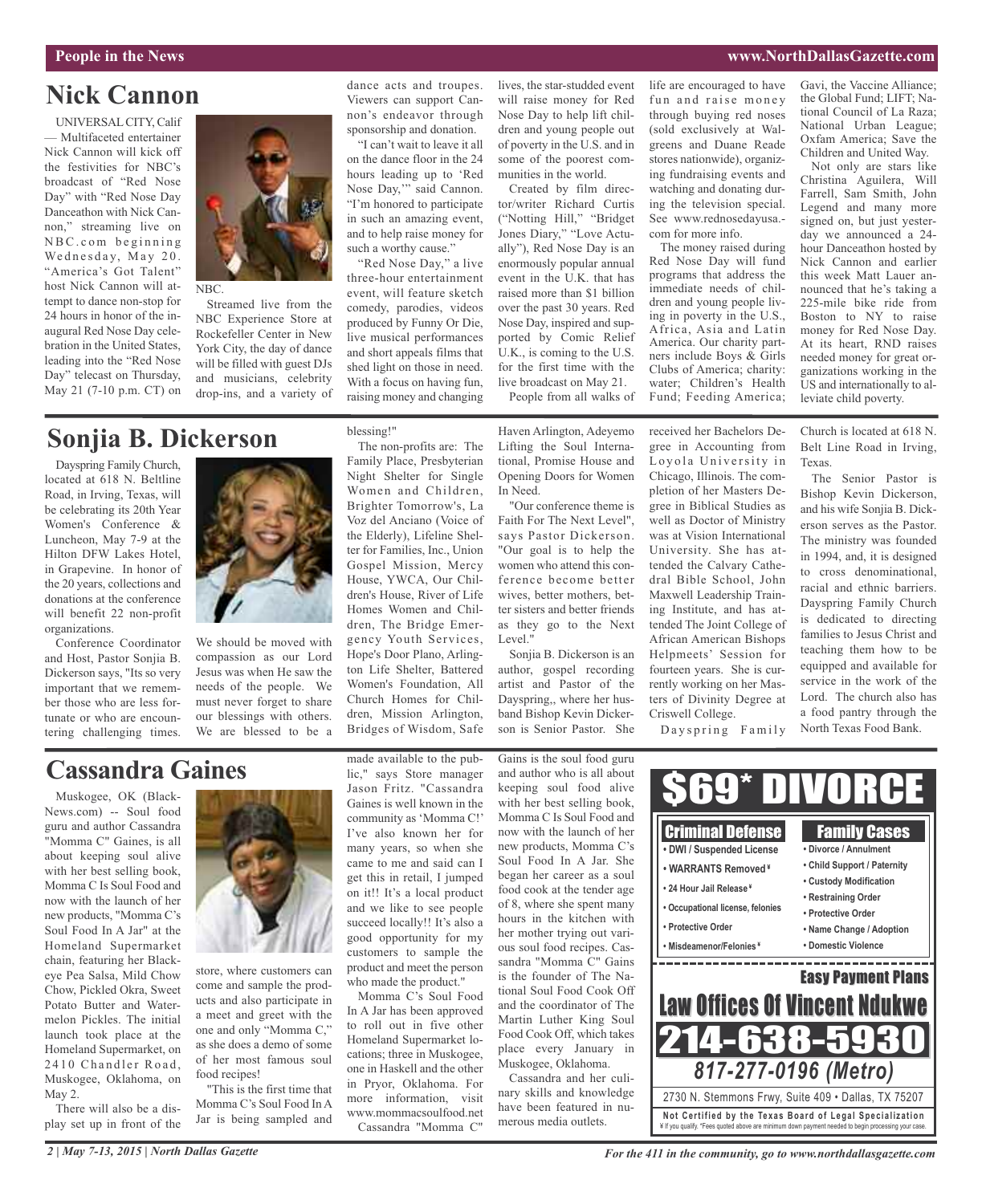# Nick Cannon

UNIVERSAL CITY, Calif — Multifaceted entertainer Nick Cannon will kick off the festivities for NBC's broadcast of "Red Nose Day" with "Red Nose Day Danceathon with Nick Cannon," streaming live on NBC.com beginning Wednesday, May 20. "America's Got Talent" host Nick Cannon will attempt to dance non-stop for 24 hours in honor of the inaugural Red Nose Day celebration in the United States, leading into the "Red Nose Day" telecast on Thursday, May 21 (7-10 p.m. CT) on NBC.

Streamed live from the NBC Experience Store at Rockefeller Center in New York City, the day of dance will be filled with guest DJs and musicians, celebrity drop-ins, and a variety of dance acts and troupes. Viewers can support Cannon's endeavor through sponsorship and donation.

"I can't wait to leave it all on the dance floor in the 24 hours leading up to 'Red Nose Day,'" said Cannon. "I'm honored to participate in such an amazing event, and to help raise money for such a worthy cause."

"Red Nose Day," a live three-hour entertainment event, will feature sketch comedy, parodies, videos produced by Funny Or Die, live musical performances and short appeals films that shed light on those in need. With a focus on having fun, raising money and changing lives, the star-studded event will raise money for Red Nose Day to help lift children and young people out of poverty in the U.S. and in some of the poorest communities in the world.

Created by film director/writer Richard Curtis ("Notting Hill," "Bridget Jones Diary," "Love Actually"), Red Nose Day is an enormously popular annual event in the U.K. that has raised more than $1 billion over the past 30 years. Red Nose Day, inspired and supported by Comic Relief U.K., is coming to the U.S. for the first time with the live broadcast on May 21.

People from all walks of life are encouraged to have fun and raise money through buying red noses (sold exclusively at Walgreens and Duane Reade stores nationwide), organizing fundraising events and watching and donating during the television special. See www.rednosedayusa.com for more info.

The money raised during Red Nose Day will fund programs that address the immediate needs of children and young people living in poverty in the U.S., Africa, Asia and Latin America. Our charity partners include Boys & Girls Clubs of America; charity: water; Children's Health Fund; Feeding America; Gavi, the Vaccine Alliance; the Global Fund; LIFT; National Council of La Raza; National Urban League; Oxfam America; Save the Children and United Way.

Not only are stars like Christina Aguilera, Will Farrell, Sam Smith, John Legend and many more signed on, but just yesterday we announced a 24-hour Danceathon hosted by Nick Cannon and earlier this week Matt Lauer announced that he's taking a 225-mile bike ride from Boston to NY to raise money for Red Nose Day. At its heart, RND raises needed money for great organizations working in the US and internationally to alleviate child poverty.

# Sonjia B. Dickerson

Dayspring Family Church, located at 618 N. Beltline Road, in Irving, Texas, will be celebrating its 20th Year Women's Conference & Luncheon, May 7-9 at the Hilton DFW Lakes Hotel, in Grapevine. In honor of the 20 years, collections and donations at the conference will benefit 22 non-profit organizations.

Conference Coordinator and Host, Pastor Sonjia B. Dickerson says, "Its so very important that we remember those who are less fortunate or who are encountering challenging times. We should be moved with compassion as our Lord Jesus was when He saw the needs of the people. We must never forget to share our blessings with others. We are blessed to be a blessing!"

The non-profits are: The Family Place, Presbyterian Night Shelter for Single Women and Children, Brighter Tomorrow's, La Voz del Anciano (Voice of the Elderly), Lifeline Shelter for Families, Inc., Union Gospel Mission, Mercy House, YWCA, Our Children's House, River of Life Homes Women and Children, The Bridge Emergency Youth Services, Hope's Door Plano, Arlington Life Shelter, Battered Women's Foundation, All Church Homes for Children, Mission Arlington, Bridges of Wisdom, Safe Haven Arlington, Adeyemo Lifting the Soul International, Promise House and Opening Doors for Women In Need.

"Our conference theme is Faith For The Next Level", says Pastor Dickerson. "Our goal is to help the women who attend this conference become better wives, better mothers, better sisters and better friends as they go to the Next Level."

Sonjia B. Dickerson is an author, gospel recording artist and Pastor of the Dayspring,, where her husband Bishop Kevin Dickerson is Senior Pastor. She received her Bachelors Degree in Accounting from Loyola University in Chicago, Illinois. The completion of her Masters Degree in Biblical Studies as well as Doctor of Ministry was at Vision International University. She has attended the Calvary Cathedral Bible School, John Maxwell Leadership Training Institute, and has attended The Joint College of African American Bishops Helpmeets' Session for fourteen years. She is currently working on her Masters of Divinity Degree at Criswell College.

Dayspring Family Church is located at 618 N. Belt Line Road in Irving, Texas.

The Senior Pastor is Bishop Kevin Dickerson, and his wife Sonjia B. Dickerson serves as the Pastor. The ministry was founded in 1994, and, it is designed to cross denominational, racial and ethnic barriers. Dayspring Family Church is dedicated to directing families to Jesus Christ and teaching them how to be equipped and available for service in the work of the Lord. The church also has a food pantry through the North Texas Food Bank.

# Cassandra Gaines

Muskogee, OK (Black-News.com) -- Soul food guru and author Cassandra "Momma C" Gaines, is all about keeping soul alive with her best selling book, Momma C Is Soul Food and now with the launch of her new products, "Momma C's Soul Food In A Jar" at the Homeland Supermarket chain, featuring her Blackeye Pea Salsa, Mild Chow Chow, Pickled Okra, Sweet Potato Butter and Watermelon Pickles. The initial launch took place at the Homeland Supermarket, on 2410 Chandler Road, Muskogee, Oklahoma, on May 2.

There will also be a display set up in front of the store, where customers can come and sample the products and also participate in a meet and greet with the one and only "Momma C," as she does a demo of some of her most famous soul food recipes!

"This is the first time that Momma C's Soul Food In A Jar is being sampled and made available to the public," says Store manager Jason Fritz. "Cassandra Gaines is well known in the community as 'Momma C!' I've also known her for many years, so when she came to me and said can I get this in retail, I jumped on it!! It's a local product and we like to see people succeed locally!! It's also a good opportunity for my customers to sample the product and meet the person who made the product."

Momma C's Soul Food In A Jar has been approved to roll out in five other Homeland Supermarket locations; three in Muskogee, one in Haskell and the other in Pryor, Oklahoma. For more information, visit www.mommacsoulfood.net

Cassandra "Momma C" Gains is the soul food guru and author who is all about keeping soul food alive with her best selling book, Momma C Is Soul Food and now with the launch of her new products, Momma C's Soul Food In A Jar. She began her career as a soul food cook at the tender age of 8, where she spent many hours in the kitchen with her mother trying out various soul food recipes. Cassandra "Momma C" Gains is the founder of The National Soul Food Cook Off and the coordinator of The Martin Luther King Soul Food Cook Off, which takes place every January in Muskogee, Oklahoma.

Cassandra and her culinary skills and knowledge have been featured in numerous media outlets.

**$69* DIVORCE**

**Criminal Defense**
- DWI / Suspended License
- WARRANTS Removed ¥
- 24 Hour Jail Release ¥
- Occupational license, felonies
- Protective Order
- Misdeamenor/Felonies ¥

**Family Cases**
- Divorce / Annulment
- Child Support / Paternity
- Custody Modification
- Restraining Order
- Protective Order
- Name Change / Adoption
- Domestic Violence

**Easy Payment Plans**

**Law Offices Of Vincent Ndukwe**

**214-638-5930**

**817-277-0196 (Metro)**

2730 N. Stemmons Frwy, Suite 409 • Dallas, TX 75207

**Not Certified by the Texas Board of Legal Specialization**

¥ If you qualify. *Fees quoted above are minimum down payment needed to begin processing your case.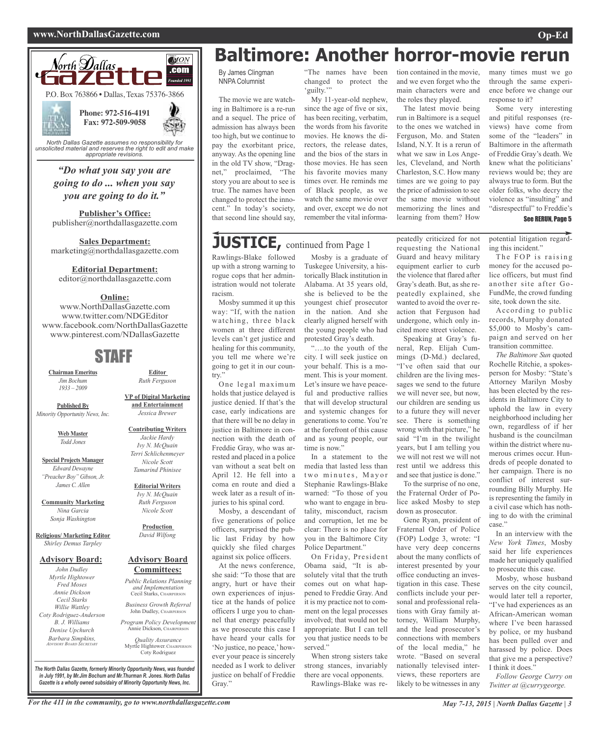North Dallas Gazette

P.O. Box 763866 • Dallas, Texas 75376-3866

**Phone: 972-516-4191**
**Fax: 972-509-9058**

*North Dallas Gazette assumes no responsibility for unsolicited material and reserves the right to edit and make appropriate revisions.*

***"Do what you say you are going to do ... when you say you are going to do it."***

**Publisher's Office:**
publisher@northdallasgazette.com

**Sales Department:**
marketing@northdallasgazette.com

**Editorial Department:**
editor@northdallasgazette.com

**Online:**
www.NorthDallasGazette.com
www.twitter.com/NDGEditor
www.facebook.com/NorthDallasGazette
www.pinterest.com/NDallasGazette

## STAFF

**Chairman Emeritus**
*Jim Bochum*
*1933 – 2009*

**Published By**
*Minority Opportunity News, Inc.*

**Web Master**
*Todd Jones*

**Special Projects Manager**
*Edward Dewayne "Preacher Boy" Gibson, Jr.*
*James C. Allen*

**Community Marketing**
*Nina Garcia*
*Sonja Washington*

**Religious/ Marketing Editor**
*Shirley Demus Tarpley*

**Advisory Board:**
*John Dudley*
*Myrtle Hightower*
*Fred Moses*
*Annie Dickson*
*Cecil Starks*
*Willie Wattley*
*Coty Rodriguez-Anderson*
*B. J. Williams*
*Denise Upchurch*
*Barbara Simpkins, Advisory Board Secretary*

**Editor**
*Ruth Ferguson*

**VP of Digital Marketing and Entertainment**
*Jessica Brewer*

**Contributing Writers**
*Jackie Hardy*
*Ivy N. McQuain*
*Terri Schlichenmeyer*
*Nicole Scott*
*Tamarind Phinisee*

**Editorial Writers**
*Ivy N. McQuain*
*Ruth Ferguson*
*Nicole Scott*

**Production**
*David Wilfong*

**Advisory Board Committees:**

*Public Relations Planning and Implementation*
Cecil Starks, Chairperson

*Business Growth Referral*
John Dudley, Chairperson

*Program Policy Development*
Annie Dickson, Chairperson

*Quality Assurance*
Myrtle Hightower, Chairperson
Coty Rodriguez

***The North Dallas Gazette, formerly Minority Opportunity News, was founded in July 1991, by Mr.Jim Bochum and Mr.Thurman R. Jones. North Dallas Gazette is a wholly owned subsidairy of Minority Opportunity News, Inc.***

# Baltimore: Another horror-movie rerun

By James Clingman
NNPA Columnist

The movie we are watching in Baltimore is a re-run and a sequel. The price of admission has always been too high, but we continue to pay the exorbitant price, anyway. As the opening line in the old TV show, "Dragnet," proclaimed, "The story you are about to see is true. The names have been changed to protect the innocent." In today's society, that second line should say, "The names have been changed to protect the 'guilty.'"

My 11-year-old nephew, since the age of five or six, has been reciting, verbatim, the words from his favorite movies. He knows the directors, the release dates, and the bios of the stars in those movies. He has seen his favorite movies many times over. He reminds me of Black people, as we watch the same movie over and over, except we do not remember the vital information contained in the movie, and we even forget who the main characters were and the roles they played.

The latest movie being run in Baltimore is a sequel to the ones we watched in Ferguson, Mo. and Staten Island, N.Y. It is a rerun of what we saw in Los Angeles, Cleveland, and North Charleston, S.C. How many times are we going to pay the price of admission to see the same movie without memorizing the lines and learning from them? How many times must we go through the same experience before we change our response to it?

Some very interesting and pitiful responses (reviews) have come from some of the "leaders" in Baltimore in the aftermath of Freddie Gray's death. We knew what the politicians' reviews would be; they are always true to form. But the older folks, who decry the violence as "insulting" and "disrespectful" to Freddie's

See RERUN, Page 5

## JUSTICE, continued from Page 1

Rawlings-Blake followed up with a strong warning to rogue cops that her administration would not tolerate racism.

Mosby summed it up this way: "If, with the nation watching, three black women at three different levels can't get justice and healing for this community, you tell me where we're going to get it in our country."

One legal maximum holds that justice delayed is justice denied. If that's the case, early indications are that there will be no delay in justice in Baltimore in connection with the death of Freddie Gray, who was arrested and placed in a police van without a seat belt on April 12. He fell into a coma en route and died a week later as a result of injuries to his spinal cord.

Mosby, a descendant of five generations of police officers, surprised the public last Friday by how quickly she filed charges against six police officers.

At the news conference, she said: "To those that are angry, hurt or have their own experiences of injustice at the hands of police officers I urge you to channel that energy peacefully as we prosecute this case I have heard your calls for 'No justice, no peace,' however your peace is sincerely needed as I work to deliver justice on behalf of Freddie Gray."

Mosby is a graduate of Tuskegee University, a historically Black institution in Alabama. At 35 years old, she is believed to be the youngest chief prosecutor in the nation. And she clearly aligned herself with the young people who had protested Gray's death.

"….to the youth of the city. I will seek justice on your behalf. This is a moment. This is your moment. Let's insure we have peaceful and productive rallies that will develop structural and systemic changes for generations to come. You're at the forefront of this cause and as young people, our time is now."

In a statement to the media that lasted less than two minutes, Mayor Stephanie Rawlings-Blake warned: "To those of you who want to engage in brutality, misconduct, racism and corruption, let me be clear: There is no place for you in the Baltimore City Police Department."

On Friday, President Obama said, "It is absolutely vital that the truth comes out on what happened to Freddie Gray. And it is my practice not to comment on the legal processes involved; that would not be appropriate. But I can tell you that justice needs to be served."

When strong sisters take strong stances, invariably there are vocal opponents.

Rawlings-Blake was repeatedly criticized for not requesting the National Guard and heavy military equipment earlier to curb the violence that flared after Gray's death. But, as she repeatedly explained, she wanted to avoid the over reaction that Ferguson had undergone, which only incited more street violence.

Speaking at Gray's funeral, Rep. Elijah Cummings (D-Md.) declared, "I've often said that our children are the living messages we send to the future we will never see, but now, our children are sending us to a future they will never see. There is something wrong with that picture," he said "I'm in the twilight years, but I am telling you we will not rest we will not rest until we address this and see that justice is done."

To the surprise of no one, the Fraternal Order of Police asked Mosby to step down as prosecutor.

Gene Ryan, president of Fraternal Order of Police (FOP) Lodge 3, wrote: "I have very deep concerns about the many conflicts of interest presented by your office conducting an investigation in this case. These conflicts include your personal and professional relations with Gray family attorney, William Murphy, and the lead prosecutor's connections with members of the local media," he wrote. "Based on several nationally televised interviews, these reporters are likely to be witnesses in any potential litigation regarding this incident."

The FOP is raising money for the accused police officers, but must find another site after GoFundMe, the crowd funding site, took down the site.

According to public records, Murphy donated $5,000 to Mosby's campaign and served on her transition committee.

*The Baltimore Sun* quoted Rochelle Ritchie, a spokesperson for Mosby: "State's Attorney Marilyn Mosby has been elected by the residents in Baltimore City to uphold the law in every neighborhood including her own, regardless of if her husband is the councilman within the district where numerous crimes occur. Hundreds of people donated to her campaign. There is no conflict of interest surrounding Billy Murphy. He is representing the family in a civil case which has nothing to do with the criminal case."

In an interview with the *New York Times*, Mosby said her life experiences made her uniquely qualified to prosecute this case.

Mosby, whose husband serves on the city council, would later tell a reporter, "I've had experiences as an African-American woman where I've been harassed by police, or my husband has been pulled over and harassed by police. Does that give me a perspective? I think it does."

*Follow George Curry on Twitter at @currygeorge.*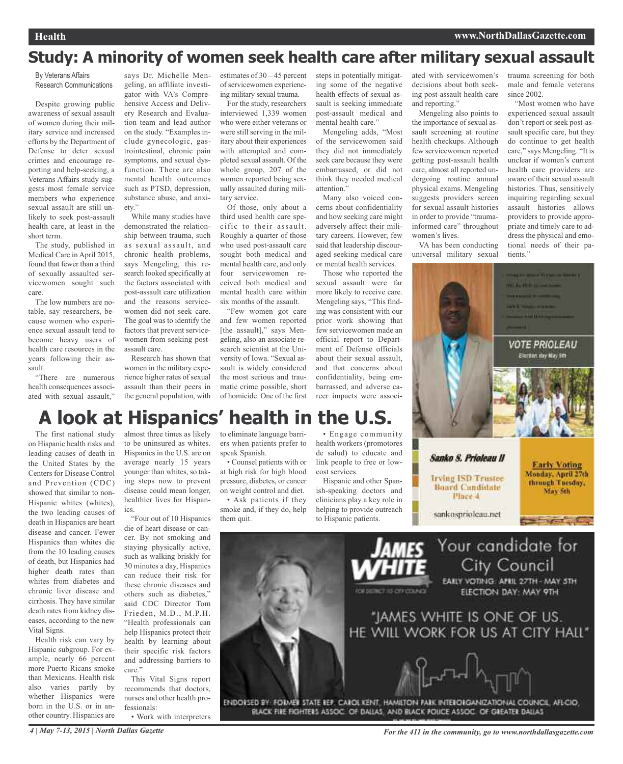# Study: A minority of women seek health care after military sexual assault

By Veterans Affairs Research Communications

Despite growing public awareness of sexual assault of women during their military service and increased efforts by the Department of Defense to deter sexual crimes and encourage reporting and help-seeking, a Veterans Affairs study suggests most female service members who experience sexual assault are still unlikely to seek post-assault health care, at least in the short term.

The study, published in Medical Care in April 2015, found that fewer than a third of sexually assaulted servicewomen sought such care.

The low numbers are notable, say researchers, because women who experience sexual assault tend to become heavy users of health care resources in the years following their assault.

"There are numerous health consequences associated with sexual assault," says Dr. Michelle Mengeling, an affiliate investigator with VA's Comprehensive Access and Delivery Research and Evaluation team and lead author on the study. "Examples include gynecologic, gastrointestinal, chronic pain symptoms, and sexual dysfunction. There are also mental health outcomes such as PTSD, depression, substance abuse, and anxiety."

While many studies have demonstrated the relationship between trauma, such as sexual assault, and chronic health problems, says Mengeling, this research looked specifically at the factors associated with post-assault care utilization and the reasons servicewomen did not seek care. The goal was to identify the factors that prevent servicewomen from seeking post-assault care.

Research has shown that women in the military experience higher rates of sexual assault than their peers in the general population, with estimates of 30 – 45 percent of servicewomen experiencing military sexual trauma.

For the study, researchers interviewed 1,339 women who were either veterans or were still serving in the military about their experiences with attempted and completed sexual assault. Of the whole group, 207 of the women reported being sexually assaulted during military service.

Of those, only about a third used health care specific to their assault. Roughly a quarter of those who used post-assault care sought both medical and mental health care, and only four servicewomen received both medical and mental health care within six months of the assault.

"Few women got care and few women reported [the assault]," says Mengeling, also an associate research scientist at the University of Iowa. "Sexual assault is widely considered the most serious and traumatic crime possible, short of homicide. One of the first steps in potentially mitigating some of the negative health effects of sexual assault is seeking immediate post-assault medical and mental health care."

Mengeling adds, "Most of the servicewomen said they did not immediately seek care because they were embarrassed, or did not think they needed medical attention."

Many also voiced concerns about confidentiality and how seeking care might adversely affect their military careers. However, few said that leadership discouraged seeking medical care or mental health services.

Those who reported the sexual assault were far more likely to receive care. Mengeling says, "This finding was consistent with our prior work showing that few servicewomen made an official report to Department of Defense officials about their sexual assault, and that concerns about confidentiality, being embarrassed, and adverse career impacts were associated with servicewomen's decisions about both seeking post-assault health care and reporting."

Mengeling also points to the importance of sexual assault screening at routine health checkups. Although few servicewomen reported getting post-assault health care, almost all reported undergoing routine annual physical exams. Mengeling suggests providers screen for sexual assault histories in order to provide "trauma-informed care" throughout women's lives.

VA has been conducting universal military sexual trauma screening for both male and female veterans since 2002.

"Most women who have experienced sexual assault don't report or seek post-assault specific care, but they do continue to get health care," says Mengeling. "It is unclear if women's current health care providers are aware of their sexual assault histories. Thus, sensitively inquiring regarding sexual assault histories allows providers to provide appropriate and timely care to address the physical and emotional needs of their patients."

# A look at Hispanics' health in the U.S.

The first national study on Hispanic health risks and leading causes of death in the United States by the Centers for Disease Control and Prevention (CDC) showed that similar to non-Hispanic whites (whites), the two leading causes of death in Hispanics are heart disease and cancer. Fewer Hispanics than whites die from the 10 leading causes of death, but Hispanics had higher death rates than whites from diabetes and chronic liver disease and cirrhosis. They have similar death rates from kidney diseases, according to the new Vital Signs.

Health risk can vary by Hispanic subgroup. For example, nearly 66 percent more Puerto Ricans smoke than Mexicans. Health risk also varies partly by whether Hispanics were born in the U.S. or in another country. Hispanics are almost three times as likely to be uninsured as whites. Hispanics in the U.S. are on average nearly 15 years younger than whites, so taking steps now to prevent disease could mean longer, healthier lives for Hispanics.

"Four out of 10 Hispanics die of heart disease or cancer. By not smoking and staying physically active, such as walking briskly for 30 minutes a day, Hispanics can reduce their risk for these chronic diseases and others such as diabetes," said CDC Director Tom Frieden, M.D., M.P.H. "Health professionals can help Hispanics protect their health by learning about their specific risk factors and addressing barriers to care."

This Vital Signs report recommends that doctors, nurses and other health professionals:

- Work with interpreters to eliminate language barriers when patients prefer to speak Spanish.
- Counsel patients with or at high risk for high blood pressure, diabetes, or cancer on weight control and diet.
- Ask patients if they smoke and, if they do, help them quit.
- Engage community health workers (promotores de salud) to educate and link people to free or low-cost services.

Hispanic and other Spanish-speaking doctors and clinicians play a key role in helping to provide outreach to Hispanic patients.

VOTE PRIOLEAU
Election day May 9th

Sanko S. Prioleau II
Irving ISD Trustee Board Candidate Place 4
sankosprioleau.net

Early Voting
Monday, April 27th through Tuesday, May 5th

JAMES WHITE
FOR DISTRICT 10 CITY COUNCIL

Your candidate for City Council
EARLY VOTING: APRIL 27TH - MAY 5TH
ELECTION DAY: MAY 9TH

"JAMES WHITE IS ONE OF US. HE WILL WORK FOR US AT CITY HALL"

ENDORSED BY: FORMER STATE REP. CAROL KENT, HAMILTON PARK INTERORGANIZATIONAL COUNCIL, AFL-CIO, BLACK FIRE FIGHTERS ASSOC. OF DALLAS, AND BLACK POLICE ASSOC. OF GREATER DALLAS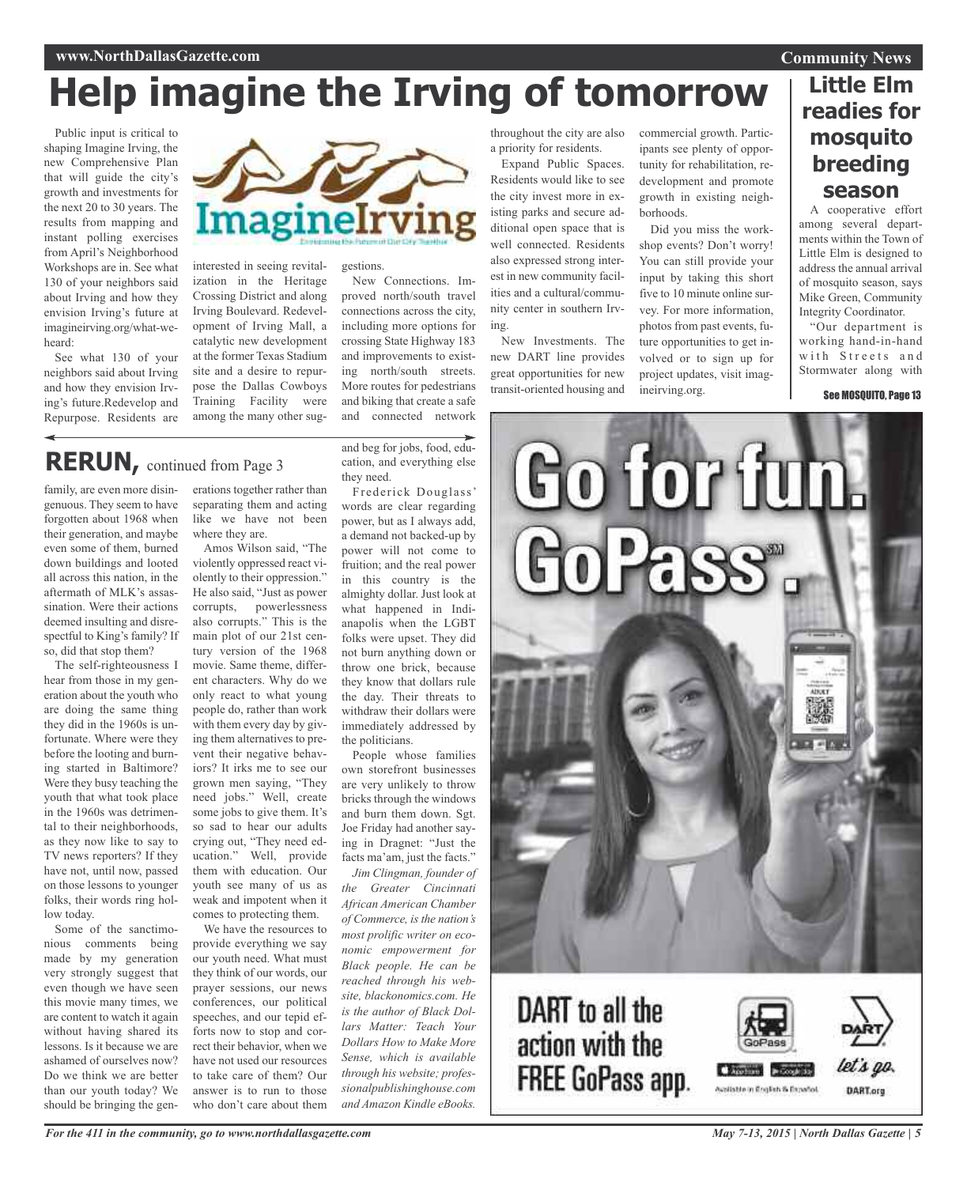# Help imagine the Irving of tomorrow

Public input is critical to shaping Imagine Irving, the new Comprehensive Plan that will guide the city's growth and investments for the next 20 to 30 years. The results from mapping and instant polling exercises from April's Neighborhood Workshops are in. See what 130 of your neighbors said about Irving and how they envision Irving's future at imagineirving.org/what-we-heard:

See what 130 of your neighbors said about Irving and how they envision Irving's future.Redevelop and Repurpose. Residents are interested in seeing revitalization in the Heritage Crossing District and along Irving Boulevard. Redevelopment of Irving Mall, a catalytic new development at the former Texas Stadium site and a desire to repurpose the Dallas Cowboys Training Facility were among the many other suggestions.

New Connections. Improved north/south travel connections across the city, including more options for crossing State Highway 183 and improvements to existing north/south streets. More routes for pedestrians and biking that create a safe and connected network throughout the city are also a priority for residents.

Expand Public Spaces. Residents would like to see the city invest more in existing parks and secure additional open space that is well connected. Residents also expressed strong interest in new community facilities and a cultural/community center in southern Irving.

New Investments. The new DART line provides great opportunities for new transit-oriented housing and commercial growth. Participants see plenty of opportunity for rehabilitation, redevelopment and promote growth in existing neighborhoods.

Did you miss the workshop events? Don't worry! You can still provide your input by taking this short five to 10 minute online survey. For more information, photos from past events, future opportunities to get involved or to sign up for project updates, visit imagineirving.org.

## Little Elm readies for mosquito breeding season

A cooperative effort among several departments within the Town of Little Elm is designed to address the annual arrival of mosquito season, says Mike Green, Community Integrity Coordinator.

"Our department is working hand-in-hand with Streets and Stormwater along with

See MOSQUITO, Page 13

## RERUN, continued from Page 3

family, are even more disingenuous. They seem to have forgotten about 1968 when their generation, and maybe even some of them, burned down buildings and looted all across this nation, in the aftermath of MLK's assassination. Were their actions deemed insulting and disrespectful to King's family? If so, did that stop them?

The self-righteousness I hear from those in my generation about the youth who are doing the same thing they did in the 1960s is unfortunate. Where were they before the looting and burning started in Baltimore? Were they busy teaching the youth that what took place in the 1960s was detrimental to their neighborhoods, as they now like to say to TV news reporters? If they have not, until now, passed on those lessons to younger folks, their words ring hollow today.

Some of the sanctimonious comments being made by my generation very strongly suggest that even though we have seen this movie many times, we are content to watch it again without having shared its lessons. Is it because we are ashamed of ourselves now? Do we think we are better than our youth today? We should be bringing the generations together rather than separating them and acting like we have not been where they are.

Amos Wilson said, "The violently oppressed react violently to their oppression." He also said, "Just as power corrupts, powerlessness also corrupts." This is the main plot of our 21st century version of the 1968 movie. Same theme, different characters. Why do we only react to what young people do, rather than work with them every day by giving them alternatives to prevent their negative behaviors? It irks me to see our grown men saying, "They need jobs." Well, create some jobs to give them. It's so sad to hear our adults crying out, "They need education." Well, provide them with education. Our youth see many of us as weak and impotent when it comes to protecting them.

We have the resources to provide everything we say our youth need. What must they think of our words, our prayer sessions, our news conferences, our political speeches, and our tepid efforts now to stop and correct their behavior, when we have not used our resources to take care of them? Our answer is to run to those who don't care about them and beg for jobs, food, education, and everything else they need.

Frederick Douglass' words are clear regarding power, but as I always add, a demand not backed-up by power will not come to fruition; and the real power in this country is the almighty dollar. Just look at what happened in Indianapolis when the LGBT folks were upset. They did not burn anything down or throw one brick, because they know that dollars rule the day. Their threats to withdraw their dollars were immediately addressed by the politicians.

People whose families own storefront businesses are very unlikely to throw bricks through the windows and burn them down. Sgt. Joe Friday had another saying in Dragnet: "Just the facts ma'am, just the facts."

*Jim Clingman, founder of the Greater Cincinnati African American Chamber of Commerce, is the nation's most prolific writer on economic empowerment for Black people. He can be reached through his website, blackonomics.com. He is the author of Black Dollars Matter: Teach Your Dollars How to Make More Sense, which is available through his website; professionalpublishinghouse.com and Amazon Kindle eBooks.*

Go for fun. GoPass℠.

DART to all the action with the FREE GoPass app.

Available in English & Español

let's go. DART.org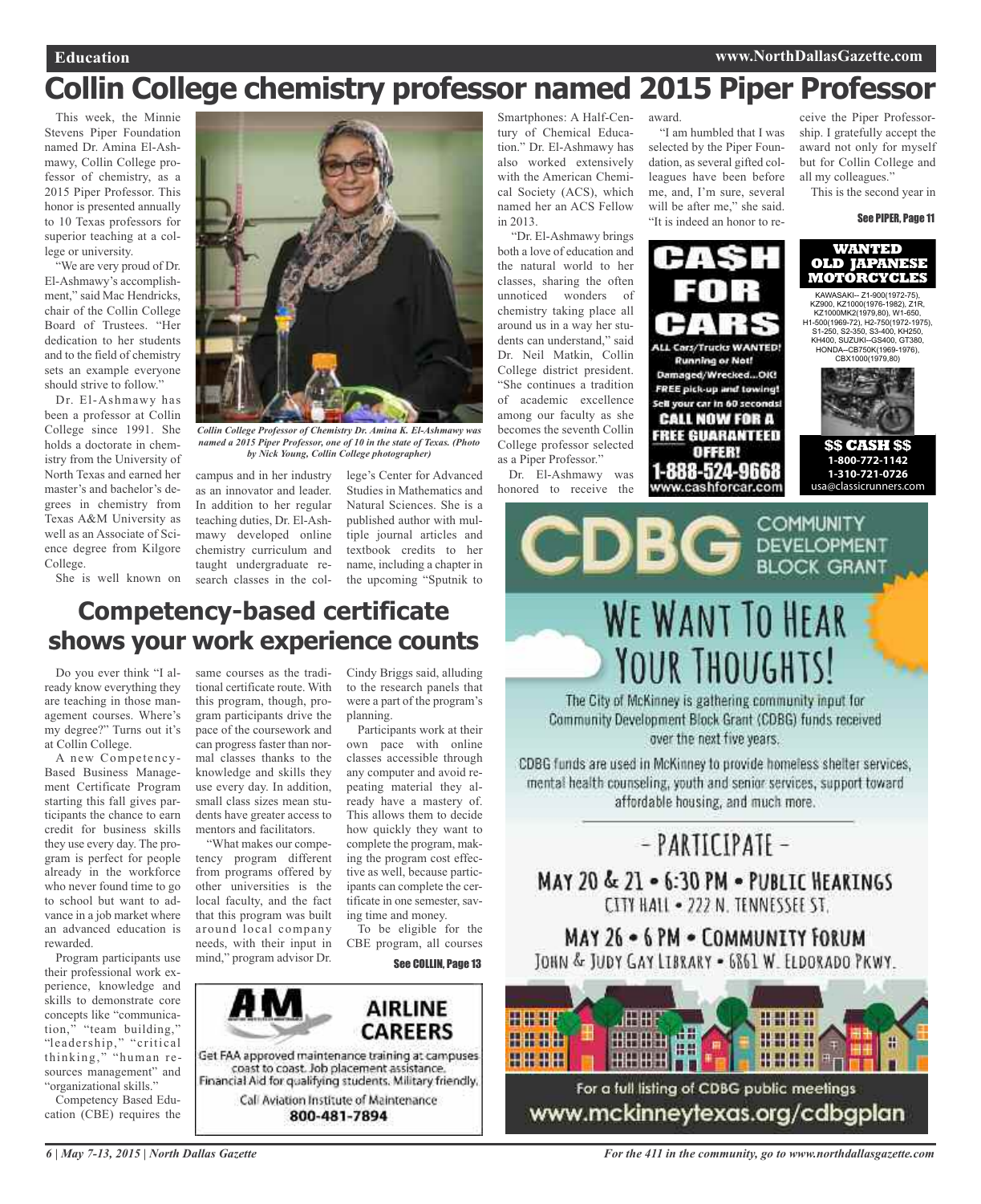# Collin College chemistry professor named 2015 Piper Professor

This week, the Minnie Stevens Piper Foundation named Dr. Amina El-Ashmawy, Collin College professor of chemistry, as a 2015 Piper Professor. This honor is presented annually to 10 Texas professors for superior teaching at a college or university.

"We are very proud of Dr. El-Ashmawy's accomplishment," said Mac Hendricks, chair of the Collin College Board of Trustees. "Her dedication to her students and to the field of chemistry sets an example everyone should strive to follow."

Dr. El-Ashmawy has been a professor at Collin College since 1991. She holds a doctorate in chemistry from the University of North Texas and earned her master's and bachelor's degrees in chemistry from Texas A&M University as well as an Associate of Science degree from Kilgore College.

*Collin College Professor of Chemistry Dr. Amina K. El-Ashmawy was named a 2015 Piper Professor, one of 10 in the state of Texas. (Photo by Nick Young, Collin College photographer)*

She is well known on campus and in her industry as an innovator and leader. In addition to her regular teaching duties, Dr. El-Ashmawy developed online chemistry curriculum and taught undergraduate research classes in the college's Center for Advanced Studies in Mathematics and Natural Sciences. She is a published author with multiple journal articles and textbook credits to her name, including a chapter in the upcoming "Sputnik to Smartphones: A Half-Century of Chemical Education." Dr. El-Ashmawy has also worked extensively with the American Chemical Society (ACS), which named her an ACS Fellow in 2013.

"Dr. El-Ashmawy brings both a love of education and the natural world to her classes, sharing the often unnoticed wonders of chemistry taking place all around us in a way her students can understand," said Dr. Neil Matkin, Collin College district president. "She continues a tradition of academic excellence among our faculty as she becomes the seventh Collin College professor selected as a Piper Professor."

Dr. El-Ashmawy was honored to receive the award.

"I am humbled that I was selected by the Piper Foundation, as several gifted colleagues have been before me, and, I'm sure, several will be after me," she said. "It is indeed an honor to receive the Piper Professorship. I gratefully accept the award not only for myself but for Collin College and all my colleagues."

This is the second year in

**See PIPER, Page 11**

# Competency-based certificate shows your work experience counts

Do you ever think "I already know everything they are teaching in those management courses. Where's my degree?" Turns out it's at Collin College.

A new Competency-Based Business Management Certificate Program starting this fall gives participants the chance to earn credit for business skills they use every day. The program is perfect for people already in the workforce who never found time to go to school but want to advance in a job market where an advanced education is rewarded.

Program participants use their professional work experience, knowledge and skills to demonstrate core concepts like "communication," "team building," "leadership," "critical thinking," "human resources management" and "organizational skills."

Competency Based Education (CBE) requires the same courses as the traditional certificate route. With this program, though, program participants drive the pace of the coursework and can progress faster than normal classes thanks to the knowledge and skills they use every day. In addition, small class sizes mean students have greater access to mentors and facilitators.

"What makes our competency program different from programs offered by other universities is the local faculty, and the fact that this program was built around local company needs, with their input in mind," program advisor Dr. Cindy Briggs said, alluding to the research panels that were a part of the program's planning.

Participants work at their own pace with online classes accessible through any computer and avoid repeating material they already have a mastery of. This allows them to decide how quickly they want to complete the program, making the program cost effective as well, because participants can complete the certificate in one semester, saving time and money.

To be eligible for the CBE program, all courses

**See COLLIN, Page 13**

---

**CASH FOR CARS**
ALL Cars/Trucks WANTED! Running or Not! Damaged/Wrecked...OK! FREE pick-up and towing! Sell your car in 60 seconds! CALL NOW FOR A FREE GUARANTEED OFFER! 1-888-524-9668 www.cashforcar.com

**WANTED OLD JAPANESE MOTORCYCLES**
KAWASAKI-- Z1-900(1972-75), KZ900, KZ1000(1976-1982), Z1R, KZ1000MK2(1979,80), W1-650, H1-500(1969-72), H2-750(1972-1975), S1-250, S2-350, S3-400, KH250, KH400, SUZUKI--GS400, GT380, HONDA--CB750K(1969-1976), CBX1000(1979,80)
$$ CASH $$
1-800-772-1142
1-310-721-0726
usa@classicrunners.com

**CDBG COMMUNITY DEVELOPMENT BLOCK GRANT**

WE WANT TO HEAR YOUR THOUGHTS!

The City of McKinney is gathering community input for Community Development Block Grant (CDBG) funds received over the next five years.

CDBG funds are used in McKinney to provide homeless shelter services, mental health counseling, youth and senior services, support toward affordable housing, and much more.

- PARTICIPATE -

MAY 20 & 21 • 6:30 PM • PUBLIC HEARINGS
CITY HALL • 222 N. TENNESSEE ST.

MAY 26 • 6 PM • COMMUNITY FORUM
JOHN & JUDY GAY LIBRARY • 6861 W. ELDORADO PKWY.

For a full listing of CDBG public meetings
www.mckinneytexas.org/cdbgplan

**AIM AIRLINE CAREERS**
Get FAA approved maintenance training at campuses coast to coast. Job placement assistance. Financial Aid for qualifying students. Military friendly.
Call Aviation Institute of Maintenance
800-481-7894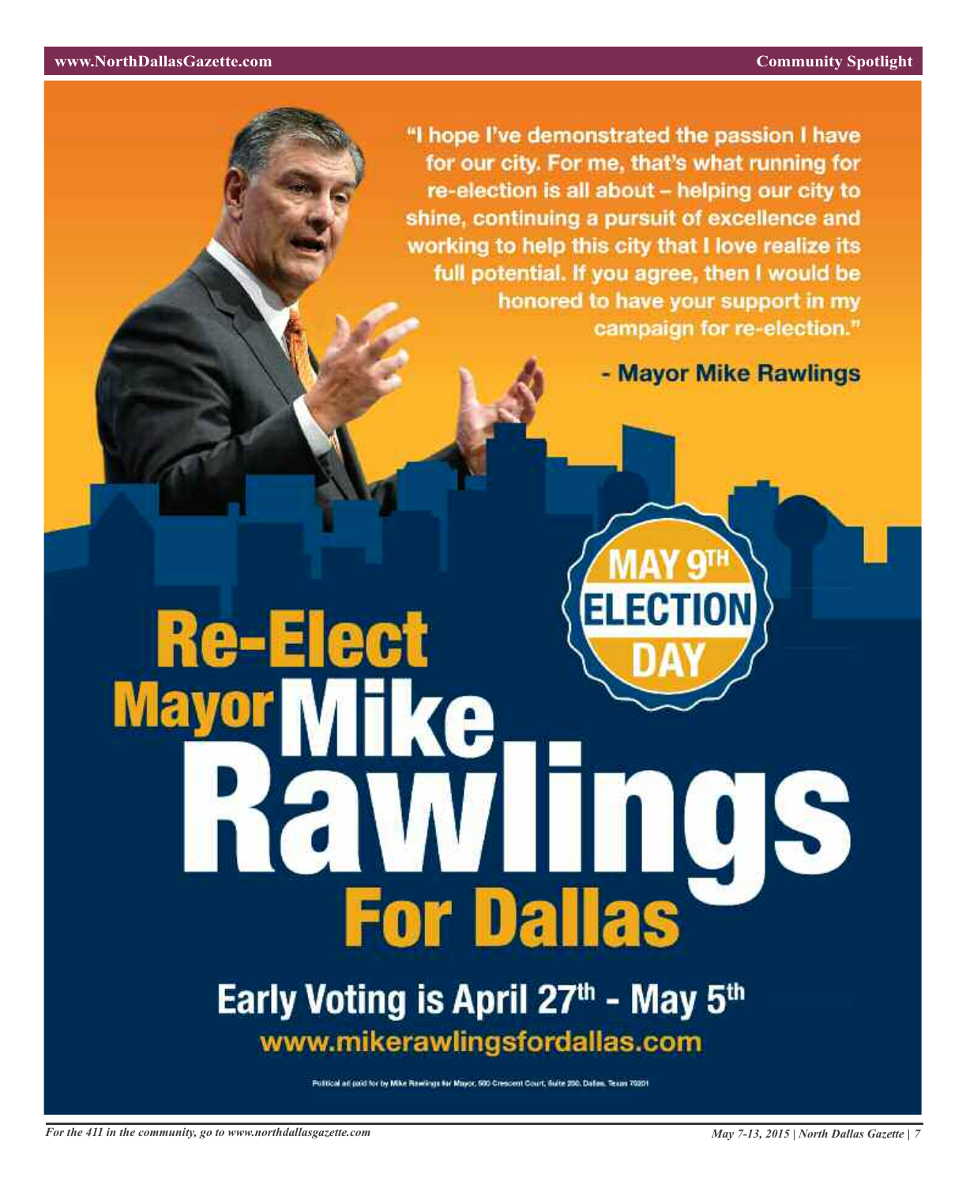"I hope I've demonstrated the passion I have for our city. For me, that's what running for re-election is all about – helping our city to shine, continuing a pursuit of excellence and working to help this city that I love realize its full potential. If you agree, then I would be honored to have your support in my campaign for re-election."

- Mayor Mike Rawlings

MAY 9TH ELECTION DAY

# Re-Elect Mayor Mike Rawlings For Dallas

## Early Voting is April 27th - May 5th

www.mikerawlingsfordallas.com

Political ad paid for by Mike Rawlings for Mayor, 500 Crescent Court, Suite 250, Dallas, Texas 75201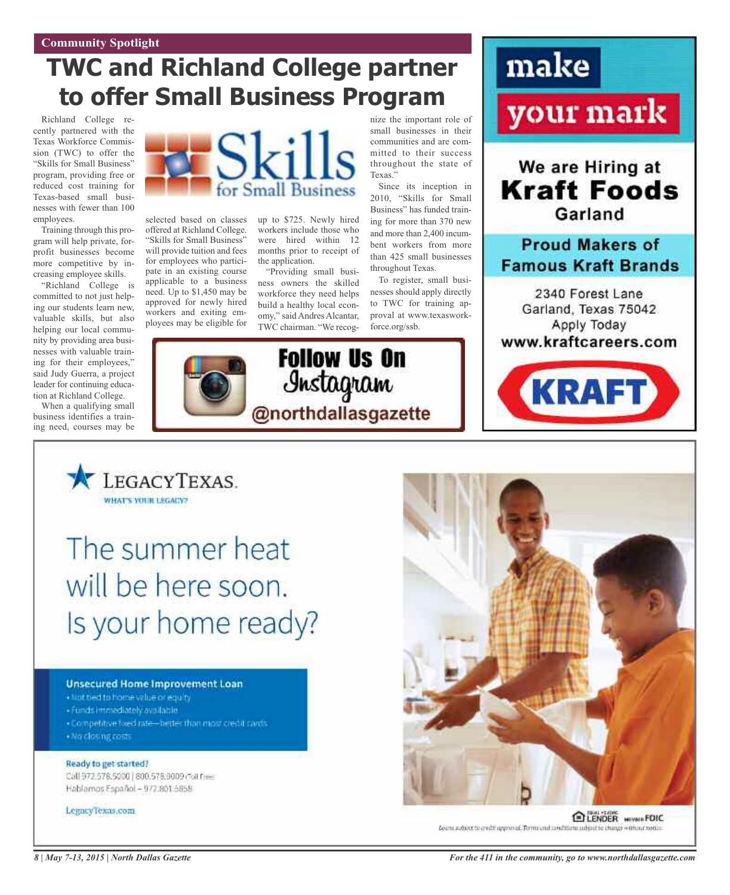Community Spotlight

# TWC and Richland College partner to offer Small Business Program

Richland College recently partnered with the Texas Workforce Commission (TWC) to offer the "Skills for Small Business" program, providing free or reduced cost training for Texas-based small businesses with fewer than 100 employees.

Training through this program will help private, for-profit businesses become more competitive by increasing employee skills.

"Richland College is committed to not just helping our students learn new, valuable skills, but also helping our local community by providing area businesses with valuable training for their employees," said Judy Guerra, a project leader for continuing education at Richland College.

When a qualifying small business identifies a training need, courses may be selected based on classes offered at Richland College. "Skills for Small Business" will provide tuition and fees for employees who participate in an existing course applicable to a business need. Up to $1,450 may be approved for newly hired workers and exiting employees may be eligible for up to $725. Newly hired workers include those who were hired within 12 months prior to receipt of the application.

"Providing small business owners the skilled workforce they need helps build a healthy local economy," said Andres Alcantar, TWC chairman. "We recognize the important role of small businesses in their communities and are committed to their success throughout the state of Texas."

Since its inception in 2010, "Skills for Small Business" has funded training for more than 370 new and more than 2,400 incumbent workers from more than 425 small businesses throughout Texas.

To register, small businesses should apply directly to TWC for training approval at www.texasworkforce.org/ssb.

Skills for Small Business

**Follow Us On Instagram**
@northdallasgazette

make your mark

**We are Hiring at Kraft Foods Garland**

**Proud Makers of Famous Kraft Brands**

2340 Forest Lane
Garland, Texas 75042
Apply Today
**www.kraftcareers.com**

KRAFT

LEGACYTEXAS.
WHAT'S YOUR LEGACY?

The summer heat will be here soon. Is your home ready?

**Unsecured Home Improvement Loan**
- Not tied to home value or equity
- Funds immediately available
- Competitive fixed rate—better than most credit cards
- No closing costs

**Ready to get started?**
Call 972.578.5000 | 800.578.9009 (Toll Free)
Hablamos Español – 972.801.5858

LegacyTexas.com

EQUAL HOUSING LENDER MEMBER FDIC

Loans subject to credit approval. Terms and conditions subject to change without notice.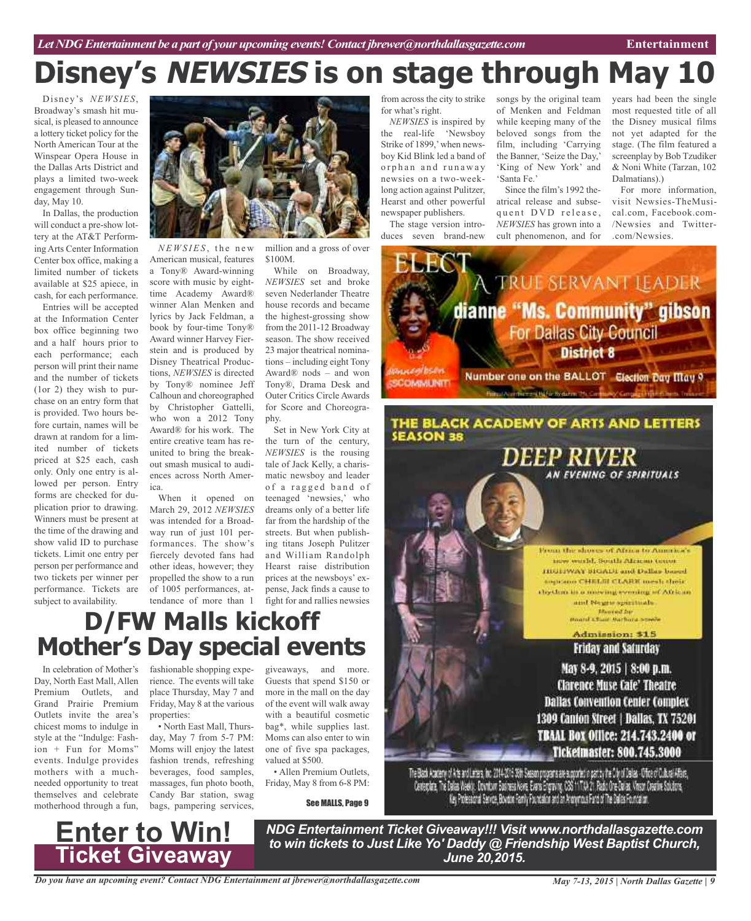# Disney's *NEWSIES* is on stage through May 10

Disney's *NEWSIES*, Broadway's smash hit musical, is pleased to announce a lottery ticket policy for the North American Tour at the Winspear Opera House in the Dallas Arts District and plays a limited two-week engagement through Sunday, May 10.

In Dallas, the production will conduct a pre-show lottery at the AT&T Performing Arts Center Information Center box office, making a limited number of tickets available at $25 apiece, in cash, for each performance.

Entries will be accepted at the Information Center box office beginning two and a half hours prior to each performance; each person will print their name and the number of tickets (1or 2) they wish to purchase on an entry form that is provided. Two hours before curtain, names will be drawn at random for a limited number of tickets priced at $25 each, cash only. Only one entry is allowed per person. Entry forms are checked for duplication prior to drawing. Winners must be present at the time of the drawing and show valid ID to purchase tickets. Limit one entry per person per performance and two tickets per winner per performance. Tickets are subject to availability.

*NEWSIES*, the new American musical, features a Tony® Award-winning score with music by eight-time Academy Award® winner Alan Menken and lyrics by Jack Feldman, a book by four-time Tony® Award winner Harvey Fierstein and is produced by Disney Theatrical Productions, *NEWSIES* is directed by Tony® nominee Jeff Calhoun and choreographed by Christopher Gattelli, who won a 2012 Tony Award® for his work. The entire creative team has reunited to bring the breakout smash musical to audiences across North America.

When it opened on March 29, 2012 *NEWSIES* was intended for a Broadway run of just 101 performances. The show's fiercely devoted fans had other ideas, however; they propelled the show to a run of 1005 performances, attendance of more than 1 million and a gross of over $100M.

While on Broadway, *NEWSIES* set and broke seven Nederlander Theatre house records and became the highest-grossing show from the 2011-12 Broadway season. The show received 23 major theatrical nominations – including eight Tony Award® nods – and won Tony®, Drama Desk and Outer Critics Circle Awards for Score and Choreography.

Set in New York City at the turn of the century, *NEWSIES* is the rousing tale of Jack Kelly, a charismatic newsboy and leader of a ragged band of teenaged 'newsies,' who dreams only of a better life far from the hardship of the streets. But when publishing titans Joseph Pulitzer and William Randolph Hearst raise distribution prices at the newsboys' expense, Jack finds a cause to fight for and rallies newsies from across the city to strike for what's right.

*NEWSIES* is inspired by the real-life 'Newsboy Strike of 1899,' when newsboy Kid Blink led a band of orphan and runaway newsies on a two-week-long action against Pulitzer, Hearst and other powerful newspaper publishers.

The stage version introduces seven brand-new songs by the original team of Menken and Feldman while keeping many of the beloved songs from the film, including 'Carrying the Banner, 'Seize the Day,' 'King of New York' and 'Santa Fe.'

Since the film's 1992 theatrical release and subsequent DVD release, *NEWSIES* has grown into a cult phenomenon, and for years had been the single most requested title of all the Disney musical films not yet adapted for the stage. (The film featured a screenplay by Bob Tzudiker & Noni White (Tarzan, 102 Dalmatians).)

For more information, visit Newsies-TheMusical.com, Facebook.com/Newsies and Twitter.com/Newsies.

# D/FW Malls kickoff Mother's Day special events

In celebration of Mother's Day, North East Mall, Allen Premium Outlets, and Grand Prairie Premium Outlets invite the area's chicest moms to indulge in style at the "Indulge: Fashion + Fun for Moms" events. Indulge provides mothers with a much-needed opportunity to treat themselves and celebrate motherhood through a fun, fashionable shopping experience. The events will take place Thursday, May 7 and Friday, May 8 at the various properties:

• North East Mall, Thursday, May 7 from 5-7 PM: Moms will enjoy the latest fashion trends, refreshing beverages, food samples, massages, fun photo booth, Candy Bar station, swag bags, pampering services, giveaways, and more. Guests that spend $150 or more in the mall on the day of the event will walk away with a beautiful cosmetic bag*, while supplies last. Moms can also enter to win one of five spa packages, valued at $500.

• Allen Premium Outlets, Friday, May 8 from 6-8 PM:

See MALLS, Page 9

ELECT A TRUE SERVANT LEADER
dianne "Ms. Community" gibson
For Dallas City Council
District 8
Number one on the BALLOT Election Day May 9

THE BLACK ACADEMY OF ARTS AND LETTERS SEASON 38
DEEP RIVER
AN EVENING OF SPIRITUALS

From the shores of Africa to America's new world, South African tenor HIGHWAY SIGADI and Dallas-based soprano CHELSI CLARK mesh their rhythm in a moving evening of African and Negro spirituals.
Hosted by Board Chair Barbara Jones

Admission: $15
Friday and Saturday
May 8-9, 2015 | 8:00 p.m.
Clarence Muse Cafe' Theatre
Dallas Convention Center Complex
1309 Canton Street | Dallas, TX 75201
TBAAL Box Office: 214.743.2400 or Ticketmaster: 800.745.3000

## Enter to Win! Ticket Giveaway

***NDG Entertainment Ticket Giveaway!!! Visit www.northdallasgazette.com to win tickets to Just Like Yo' Daddy @ Friendship West Baptist Church, June 20,2015.***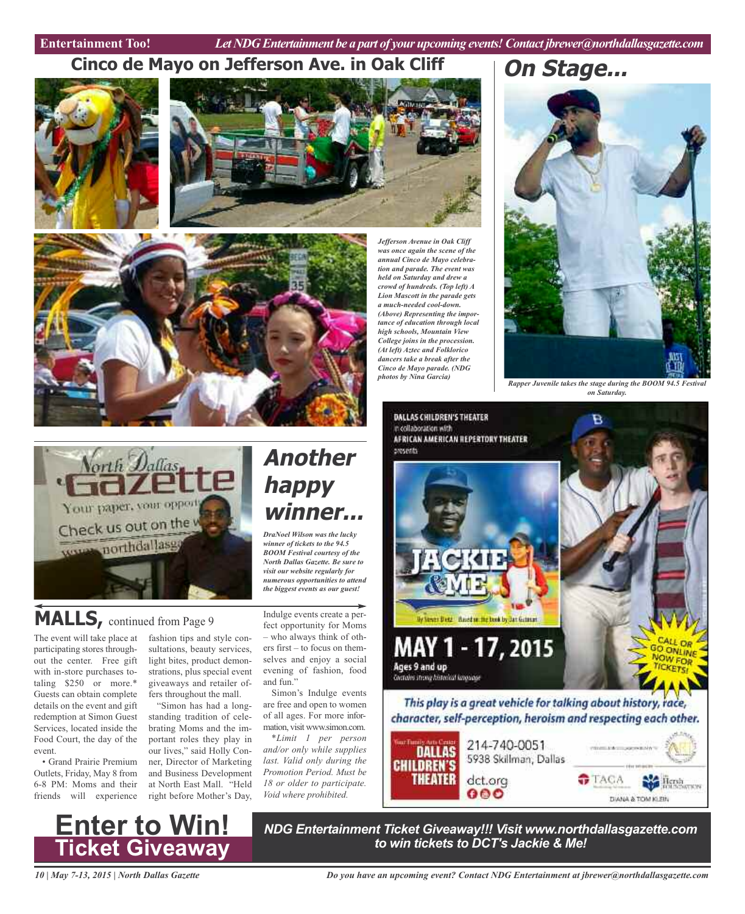## Cinco de Mayo on Jefferson Ave. in Oak Cliff

*Jefferson Avenue in Oak Cliff was once again the scene of the annual Cinco de Mayo celebration and parade. The event was held on Saturday and drew a crowd of hundreds. (Top left) A Lion Mascott in the parade gets a much-needed cool-down. (Above) Representing the importance of education through local high schools, Mountain View College joins in the procession. (At left) Aztec and Folklorico dancers take a break after the Cinco de Mayo parade. (NDG photos by Nina Garcia)*

## On Stage...

*Rapper Juvenile takes the stage during the BOOM 94.5 Festival on Saturday.*

## Another happy winner...

*DraNoel Wilson was the lucky winner of tickets to the 94.5 BOOM Festival courtesy of the North Dallas Gazette. Be sure to visit our website regularly for numerous opportunities to attend the biggest events as our guest!*

## MALLS, continued from Page 9

The event will take place at participating stores throughout the center. Free gift with in-store purchases totaling $250 or more.* Guests can obtain complete details on the event and gift redemption at Simon Guest Services, located inside the Food Court, the day of the event.

• Grand Prairie Premium Outlets, Friday, May 8 from 6-8 PM: Moms and their friends will experience fashion tips and style consultations, beauty services, light bites, product demonstrations, plus special event giveaways and retailer offers throughout the mall.

"Simon has had a longstanding tradition of celebrating Moms and the important roles they play in our lives," said Holly Conner, Director of Marketing and Business Development at North East Mall. "Held right before Mother's Day, Indulge events create a perfect opportunity for Moms – who always think of others first – to focus on themselves and enjoy a social evening of fashion, food and fun."

Simon's Indulge events are free and open to women of all ages. For more information, visit www.simon.com.

**Limit 1 per person and/or only while supplies last. Valid only during the Promotion Period. Must be 18 or older to participate. Void where prohibited.*

DALLAS CHILDREN'S THEATER in collaboration with AFRICAN AMERICAN REPERTORY THEATER presents

**JACKIE & ME**

By Steven Dietz Based on the book by Dan Gutman

**MAY 1 - 17, 2015**

Ages 9 and up

Contains strong historical language

CALL OR GO ONLINE NOW FOR TICKETS!

*This play is a great vehicle for talking about history, race, character, self-perception, heroism and respecting each other.*

Your Family Arts Center DALLAS CHILDREN'S THEATER

214-740-0051
5938 Skillman, Dallas
dct.org

TACA | Hersh Foundation | DIANA & TOM KLEIN

## Enter to Win! Ticket Giveaway

***NDG Entertainment Ticket Giveaway!!! Visit www.northdallasgazette.com to win tickets to DCT's Jackie & Me!***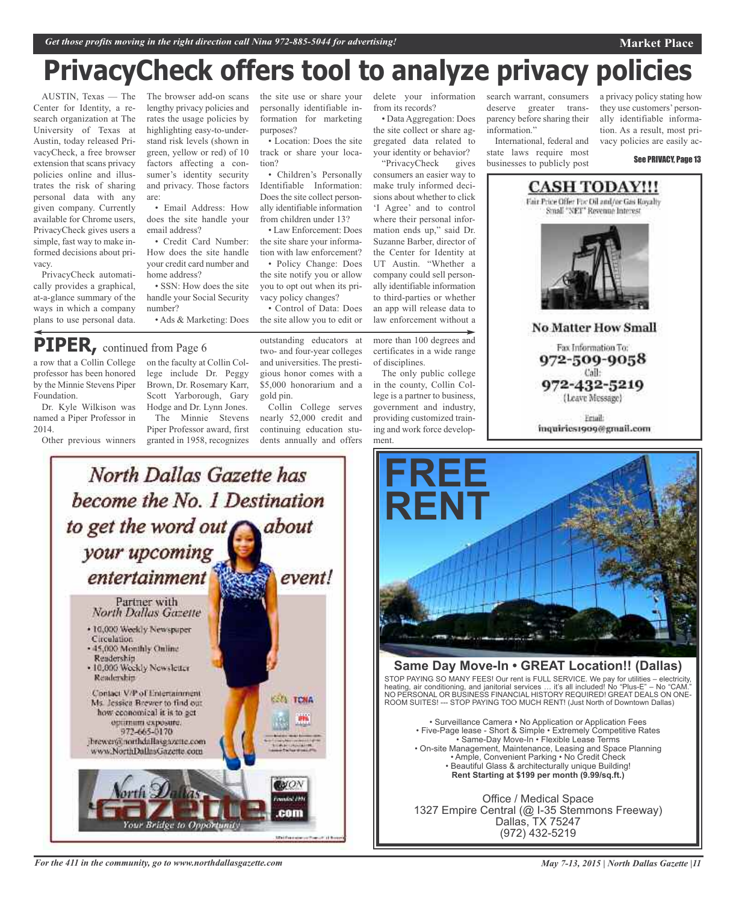# PrivacyCheck offers tool to analyze privacy policies

AUSTIN, Texas — The Center for Identity, a research organization at The University of Texas at Austin, today released PrivacyCheck, a free browser extension that scans privacy policies online and illustrates the risk of sharing personal data with any given company. Currently available for Chrome users, PrivacyCheck gives users a simple, fast way to make informed decisions about privacy.

PrivacyCheck automatically provides a graphical, at-a-glance summary of the ways in which a company plans to use personal data. The browser add-on scans lengthy privacy policies and rates the usage policies by highlighting easy-to-understand risk levels (shown in green, yellow or red) of 10 factors affecting a consumer's identity security and privacy. Those factors are:

• Email Address: How does the site handle your email address?

• Credit Card Number: How does the site handle your credit card number and home address?

• SSN: How does the site handle your Social Security number?

• Ads & Marketing: Does the site use or share your personally identifiable information for marketing purposes?

• Location: Does the site track or share your location?

• Children's Personally Identifiable Information: Does the site collect personally identifiable information from children under 13?

• Law Enforcement: Does the site share your information with law enforcement?

• Policy Change: Does the site notify you or allow you to opt out when its privacy policy changes?

• Control of Data: Does the site allow you to edit or delete your information from its records?

• Data Aggregation: Does the site collect or share aggregated data related to your identity or behavior?

"PrivacyCheck gives consumers an easier way to make truly informed decisions about whether to click 'I Agree' and to control where their personal information ends up," said Dr. Suzanne Barber, director of the Center for Identity at UT Austin. "Whether a company could sell personally identifiable information to third-parties or whether an app will release data to law enforcement without a search warrant, consumers deserve greater transparency before sharing their information."

International, federal and state laws require most businesses to publicly post a privacy policy stating how they use customers' personally identifiable information. As a result, most privacy policies are easily ac-

See PRIVACY, Page 13

## PIPER, continued from Page 6

a row that a Collin College professor has been honored by the Minnie Stevens Piper Foundation.

Dr. Kyle Wilkison was named a Piper Professor in 2014.

Other previous winners on the faculty at Collin College include Dr. Peggy Brown, Dr. Rosemary Karr, Scott Yarborough, Gary Hodge and Dr. Lynn Jones.

The Minnie Stevens Piper Professor award, first granted in 1958, recognizes outstanding educators at two- and four-year colleges and universities. The prestigious honor comes with a $5,000 honorarium and a gold pin.

Collin College serves nearly 52,000 credit and continuing education students annually and offers more than 100 degrees and certificates in a wide range of disciplines.

The only public college in the county, Collin College is a partner to business, government and industry, providing customized training and work force development.

**CASH TODAY!!!**

Fair Price Offer For Oil and/or Gas Royalty Small "NET" Revenue Interest

**No Matter How Small**

Fax Information To: 972-509-9058

Call: 972-432-5219 (Leave Message)

Email: inquiries1909@gmail.com

*North Dallas Gazette has become the No. 1 Destination to get the word out about your upcoming entertainment event!*

Partner with North Dallas Gazette

- 10,000 Weekly Newspaper Circulation
- 45,000 Monthly Online Readership
- 10,000 Weekly Newsletter Readership

Contact VP of Entertainment Ms. Jessica Brewer to find out how economical it is to get optimum exposure. 972-665-0170 jbrewer@northdallasgazette.com www.NorthDallasGazette.com

North Dallas Gazette .com — Your Bridge to Opportunity

**FREE RENT**

**Same Day Move-In • GREAT Location!! (Dallas)**

STOP PAYING SO MANY FEES! Our rent is FULL SERVICE. We pay for utilities – electricity, heating, air conditioning, and janitorial services … it's all included! No "Plus-E" – No "CAM." NO PERSONAL OR BUSINESS FINANCIAL HISTORY REQUIRED! GREAT DEALS ON ONE-ROOM SUITES! --- STOP PAYING TOO MUCH RENT! (Just North of Downtown Dallas)

• Surveillance Camera • No Application or Application Fees
• Five-Page lease - Short & Simple • Extremely Competitive Rates
• Same-Day Move-In • Flexible Lease Terms
• On-site Management, Maintenance, Leasing and Space Planning
• Ample, Convenient Parking • No Credit Check
• Beautiful Glass & architecturally unique Building!

**Rent Starting at $199 per month (9.99/sq.ft.)**

Office / Medical Space
1327 Empire Central (@ I-35 Stemmons Freeway)
Dallas, TX 75247
(972) 432-5219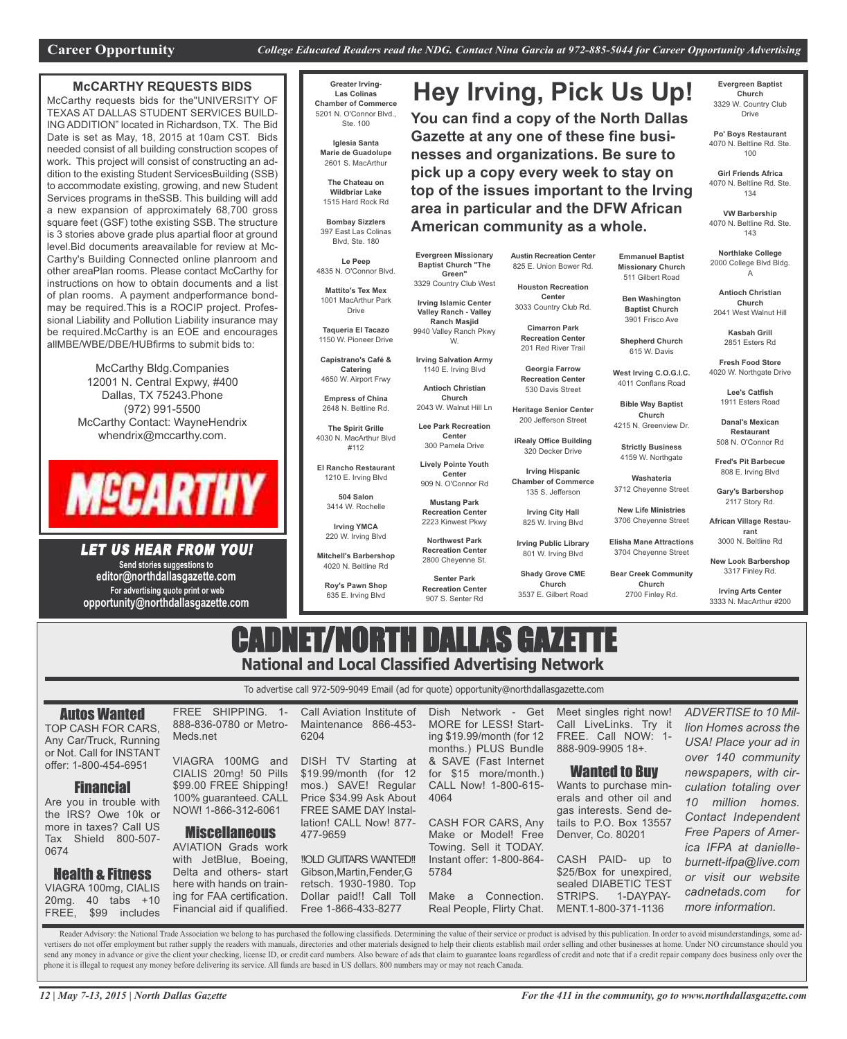## McCARTHY REQUESTS BIDS

McCarthy requests bids for the"UNIVERSITY OF TEXAS AT DALLAS STUDENT SERVICES BUILDING ADDITION" located in Richardson, TX. The Bid Date is set as May, 18, 2015 at 10am CST. Bids needed consist of all building construction scopes of work. This project will consist of constructing an addition to the existing Student ServicesBuilding (SSB) to accommodate existing, growing, and new Student Services programs in theSSB. This building will add a new expansion of approximately 68,700 gross square feet (GSF) tothe existing SSB. The structure is 3 stories above grade plus apartial floor at ground level.Bid documents areavailable for review at McCarthy's Building Connected online planroom and other areaPlan rooms. Please contact McCarthy for instructions on how to obtain documents and a list of plan rooms. A payment andperformance bondmay be required.This is a ROCIP project. Professional Liability and Pollution Liability insurance may be required.McCarthy is an EOE and encourages allMBE/WBE/DBE/HUBfirms to submit bids to:

McCarthy Bldg.Companies
12001 N. Central Expwy, #400
Dallas, TX 75243.Phone
(972) 991-5500
McCarthy Contact: WayneHendrix
whendrix@mccarthy.com.

MCCARTHY

**LET US HEAR FROM YOU!**

**Send stories suggestions to**
**editor@northdallasgazette.com**
**For advertising quote print or web**
**opportunity@northdallasgazette.com**

# Hey Irving, Pick Us Up!

**You can find a copy of the North Dallas Gazette at any one of these fine businesses and organizations. Be sure to pick up a copy every week to stay on top of the issues important to the Irving area in particular and the DFW African American community as a whole.**

**Greater Irving-Las Colinas Chamber of Commerce**
5201 N. O'Connor Blvd., Ste. 100

**Iglesia Santa Marie de Guadolupe**
2601 S. MacArthur

**The Chateau on Wildbriar Lake**
1515 Hard Rock Rd

**Bombay Sizzlers**
397 East Las Colinas Blvd, Ste. 180

**Le Peep**
4835 N. O'Connor Blvd.

**Mattito's Tex Mex**
1001 MacArthur Park Drive

**Taqueria El Tacazo**
1150 W. Pioneer Drive

**Capistrano's Café & Catering**
4650 W. Airport Frwy

**Empress of China**
2648 N. Beltline Rd.

**The Spirit Grille**
4030 N. MacArthur Blvd #112

**El Rancho Restaurant**
1210 E. Irving Blvd

**504 Salon**
3414 W. Rochelle

**Irving YMCA**
220 W. Irving Blvd

**Mitchell's Barbershop**
4020 N. Beltline Rd

**Roy's Pawn Shop**
635 E. Irving Blvd

**Evergreen Missionary Baptist Church "The Green"**
3329 Country Club West

**Irving Islamic Center Valley Ranch - Valley Ranch Masjid**
9940 Valley Ranch Pkwy W.

**Irving Salvation Army**
1140 E. Irving Blvd

**Antioch Christian Church**
2043 W. Walnut Hill Ln

**Lee Park Recreation Center**
300 Pamela Drive

**Lively Pointe Youth Center**
909 N. O'Connor Rd

**Mustang Park Recreation Center**
2223 Kinwest Pkwy

**Northwest Park Recreation Center**
2800 Cheyenne St.

**Senter Park Recreation Center**
907 S. Senter Rd

**Austin Recreation Center**
825 E. Union Bower Rd.

**Houston Recreation Center**
3033 Country Club Rd.

**Cimarron Park Recreation Center**
201 Red River Trail

**Georgia Farrow Recreation Center**
530 Davis Street

**Heritage Senior Center**
200 Jefferson Street

**iRealy Office Building**
320 Decker Drive

**Irving Hispanic Chamber of Commerce**
135 S. Jefferson

**Irving City Hall**
825 W. Irving Blvd

**Irving Public Library**
801 W. Irving Blvd

**Shady Grove CME Church**
3537 E. Gilbert Road

**Emmanuel Baptist Missionary Church**
511 Gilbert Road

**Ben Washington Baptist Church**
3901 Frisco Ave

**Shepherd Church**
615 W. Davis

**West Irving C.O.G.I.C.**
4011 Conflans Road

**Bible Way Baptist Church**
4215 N. Greenview Dr.

**Strictly Business**
4159 W. Northgate

**Washateria**
3712 Cheyenne Street

**New Life Ministries**
3706 Cheyenne Street

**Elisha Mane Attractions**
3704 Cheyenne Street

**Bear Creek Community Church**
2700 Finley Rd.

**Evergreen Baptist Church**
3329 W. Country Club Drive

**Po' Boys Restaurant**
4070 N. Beltline Rd. Ste. 100

**Girl Friends Africa**
4070 N. Beltline Rd. Ste. 134

**VW Barbership**
4070 N. Beltline Rd. Ste. 143

**Northlake College**
2000 College Blvd Bldg. A

**Antioch Christian Church**
2041 West Walnut Hill

**Kasbah Grill**
2851 Esters Rd

**Fresh Food Store**
4020 W. Northgate Drive

**Lee's Catfish**
1911 Esters Road

**Danal's Mexican Restaurant**
508 N. O'Connor Rd

**Fred's Pit Barbecue**
808 E. Irving Blvd

**Gary's Barbershop**
2117 Story Rd.

**African Village Restaurant**
3000 N. Beltline Rd

**New Look Barbershop**
3317 Finley Rd.

**Irving Arts Center**
3333 N. MacArthur #200

# CADNET/NORTH DALLAS GAZETTE

## National and Local Classified Advertising Network

To advertise call 972-509-9049 Email (ad for quote) opportunity@northdallasgazette.com

### Autos Wanted

TOP CASH FOR CARS, Any Car/Truck, Running or Not. Call for INSTANT offer: 1-800-454-6951

### Financial

Are you in trouble with the IRS? Owe 10k or more in taxes? Call US Tax Shield 800-507-0674

### Health & Fitness

VIAGRA 100mg, CIALIS 20mg. 40 tabs +10 FREE, $99 includes FREE SHIPPING. 1-888-836-0780 or Metro-Meds.net

VIAGRA 100MG and CIALIS 20mg! 50 Pills $99.00 FREE Shipping! 100% guaranteed. CALL NOW! 1-866-312-6061

### Miscellaneous

AVIATION Grads work with JetBlue, Boeing, Delta and others- start here with hands on training for FAA certification. Financial aid if qualified. Call Aviation Institute of Maintenance 866-453-6204

DISH TV Starting at $19.99/month (for 12 mos.) SAVE! Regular Price $34.99 Ask About FREE SAME DAY Installation! CALL Now! 877-477-9659

!!OLD GUITARS WANTED!! Gibson,Martin,Fender,Gretsch. 1930-1980. Top Dollar paid!! Call Toll Free 1-866-433-8277

Dish Network - Get MORE for LESS! Starting $19.99/month (for 12 months.) PLUS Bundle & SAVE (Fast Internet for $15 more/month.) CALL Now! 1-800-615-4064

CASH FOR CARS, Any Make or Model! Free Towing. Sell it TODAY. Instant offer: 1-800-864-5784

Make a Connection. Real People, Flirty Chat. Meet singles right now! Call LiveLinks. Try it FREE. Call NOW: 1-888-909-9905 18+.

### Wanted to Buy

Wants to purchase minerals and other oil and gas interests. Send details to P.O. Box 13557 Denver, Co. 80201

CASH PAID- up to $25/Box for unexpired, sealed DIABETIC TEST STRIPS. 1-DAYPAY-MENT.1-800-371-1136

*ADVERTISE to 10 Million Homes across the USA! Place your ad in over 140 community newspapers, with circulation totaling over 10 million homes. Contact Independent Free Papers of America IFPA at danielle-burnett-ifpa@live.com or visit our website cadnetads.com for more information.*

Reader Advisory: the National Trade Association we belong to has purchased the following classifieds. Determining the value of their service or product is advised by this publication. In order to avoid misunderstandings, some advertisers do not offer employment but rather supply the readers with manuals, directories and other materials designed to help their clients establish mail order selling and other businesses at home. Under NO circumstance should you send any money in advance or give the client your checking, license ID, or credit card numbers. Also beware of ads that claim to guarantee loans regardless of credit and note that if a credit repair company does business only over the phone it is illegal to request any money before delivering its service. All funds are based in US dollars. 800 numbers may or may not reach Canada.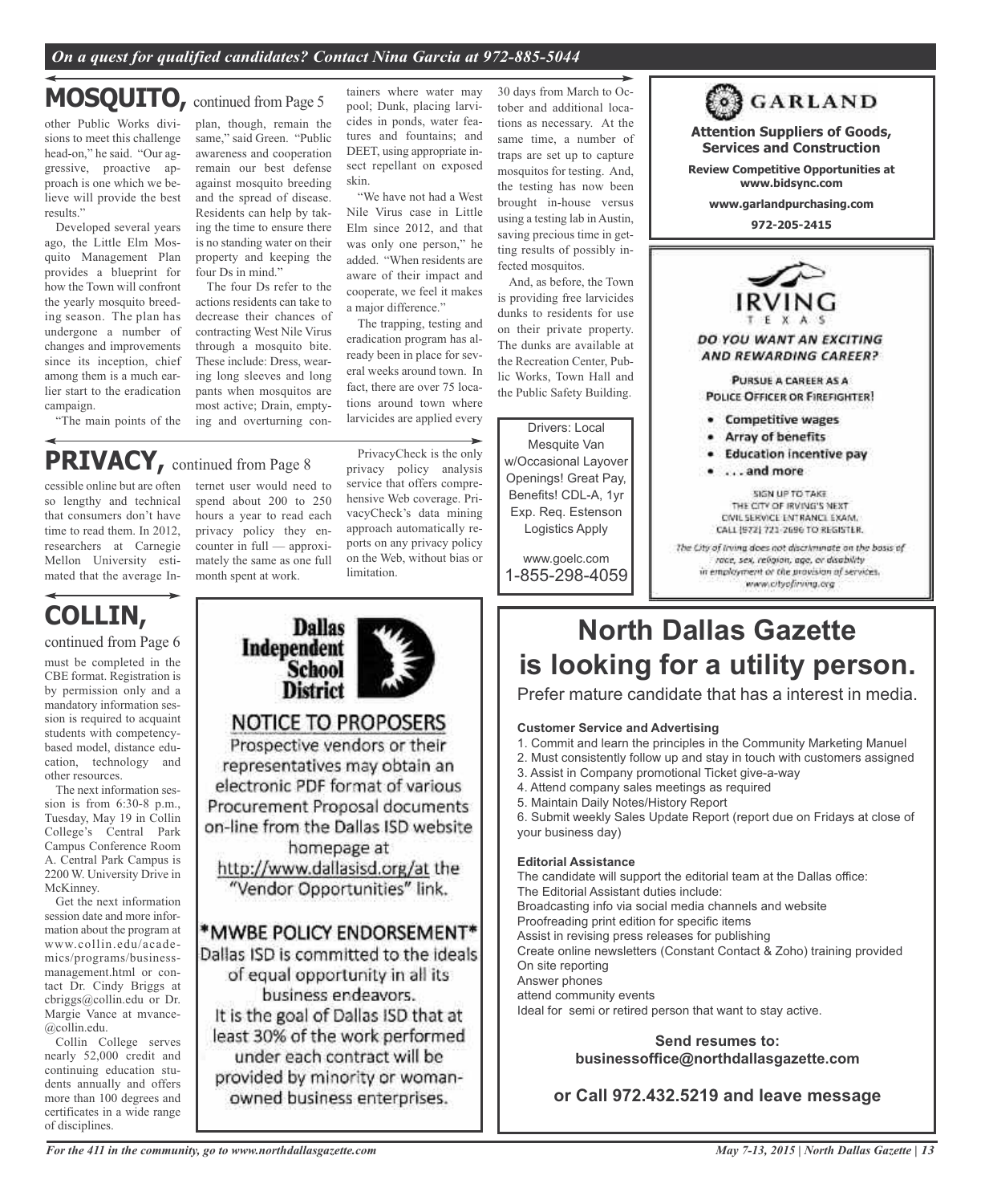## MOSQUITO, continued from Page 5

other Public Works divisions to meet this challenge head-on," he said. "Our aggressive, proactive approach is one which we believe will provide the best results."

Developed several years ago, the Little Elm Mosquito Management Plan provides a blueprint for how the Town will confront the yearly mosquito breeding season. The plan has undergone a number of changes and improvements since its inception, chief among them is a much earlier start to the eradication campaign.

"The main points of the plan, though, remain the same," said Green. "Public awareness and cooperation remain our best defense against mosquito breeding and the spread of disease. Residents can help by taking the time to ensure there is no standing water on their property and keeping the four Ds in mind."

The four Ds refer to the actions residents can take to decrease their chances of contracting West Nile Virus through a mosquito bite. These include: Dress, wearing long sleeves and long pants when mosquitos are most active; Drain, emptying and overturning containers where water may pool; Dunk, placing larvicides in ponds, water features and fountains; and DEET, using appropriate insect repellant on exposed skin.

"We have not had a West Nile Virus case in Little Elm since 2012, and that was only one person," he added. "When residents are aware of their impact and cooperate, we feel it makes a major difference."

The trapping, testing and eradication program has already been in place for several weeks around town. In fact, there are over 75 locations around town where larvicides are applied every 30 days from March to October and additional locations as necessary. At the same time, a number of traps are set up to capture mosquitos for testing. And, the testing has now been brought in-house versus using a testing lab in Austin, saving precious time in getting results of possibly infected mosquitos.

And, as before, the Town is providing free larvicides dunks to residents for use on their private property. The dunks are available at the Recreation Center, Public Works, Town Hall and the Public Safety Building.

## PRIVACY, continued from Page 8

cessible online but are often so lengthy and technical that consumers don't have time to read them. In 2012, researchers at Carnegie Mellon University estimated that the average Internet user would need to spend about 200 to 250 hours a year to read each privacy policy they encounter in full — approximately the same as one full month spent at work.

PrivacyCheck is the only privacy policy analysis service that offers comprehensive Web coverage. PrivacyCheck's data mining approach automatically reports on any privacy policy on the Web, without bias or limitation.

## COLLIN, continued from Page 6

must be completed in the CBE format. Registration is by permission only and a mandatory information session is required to acquaint students with competency-based model, distance education, technology and other resources.

The next information session is from 6:30-8 p.m., Tuesday, May 19 in Collin College's Central Park Campus Conference Room A. Central Park Campus is 2200 W. University Drive in McKinney.

Get the next information session date and more information about the program at www.collin.edu/academics/programs/businessmanagement.html or contact Dr. Cindy Briggs at cbriggs@collin.edu or Dr. Margie Vance at mvance@collin.edu.

Collin College serves nearly 52,000 credit and continuing education students annually and offers more than 100 degrees and certificates in a wide range of disciplines.

---

**Dallas Independent School District**

### NOTICE TO PROPOSERS

Prospective vendors or their representatives may obtain an electronic PDF format of various Procurement Proposal documents on-line from the Dallas ISD website homepage at http://www.dallasisd.org/at the "Vendor Opportunities" link.

### *MWBE POLICY ENDORSEMENT*

Dallas ISD is committed to the ideals of equal opportunity in all its business endeavors. It is the goal of Dallas ISD that at least 30% of the work performed under each contract will be provided by minority or woman-owned business enterprises.

---

Drivers: Local Mesquite Van w/Occasional Layover Openings! Great Pay, Benefits! CDL-A, 1yr Exp. Req. Estenson Logistics Apply

www.goelc.com
1-855-298-4059

---

**GARLAND**

**Attention Suppliers of Goods, Services and Construction**

**Review Competitive Opportunities at www.bidsync.com**

**www.garlandpurchasing.com**

**972-205-2415**

---

**IRVING TEXAS**

***DO YOU WANT AN EXCITING AND REWARDING CAREER?***

PURSUE A CAREER AS A POLICE OFFICER OR FIREFIGHTER!

- Competitive wages
- Array of benefits
- Education incentive pay
- . . . and more

SIGN UP TO TAKE THE CITY OF IRVING'S NEXT CIVIL SERVICE ENTRANCE EXAM. CALL (972) 721-2696 TO REGISTER.

*The City of Irving does not discriminate on the basis of race, sex, religion, age, or disability in employment or the provision of services. www.cityofirving.org*

---

# North Dallas Gazette is looking for a utility person.

Prefer mature candidate that has a interest in media.

**Customer Service and Advertising**

1. Commit and learn the principles in the Community Marketing Manuel
2. Must consistently follow up and stay in touch with customers assigned
3. Assist in Company promotional Ticket give-a-way
4. Attend company sales meetings as required
5. Maintain Daily Notes/History Report
6. Submit weekly Sales Update Report (report due on Fridays at close of your business day)

**Editorial Assistance**

The candidate will support the editorial team at the Dallas office:
The Editorial Assistant duties include:
Broadcasting info via social media channels and website
Proofreading print edition for specific items
Assist in revising press releases for publishing
Create online newsletters (Constant Contact & Zoho) training provided
On site reporting
Answer phones
attend community events
Ideal for semi or retired person that want to stay active.

**Send resumes to: businessoffice@northdallasgazette.com**

**or Call 972.432.5219 and leave message**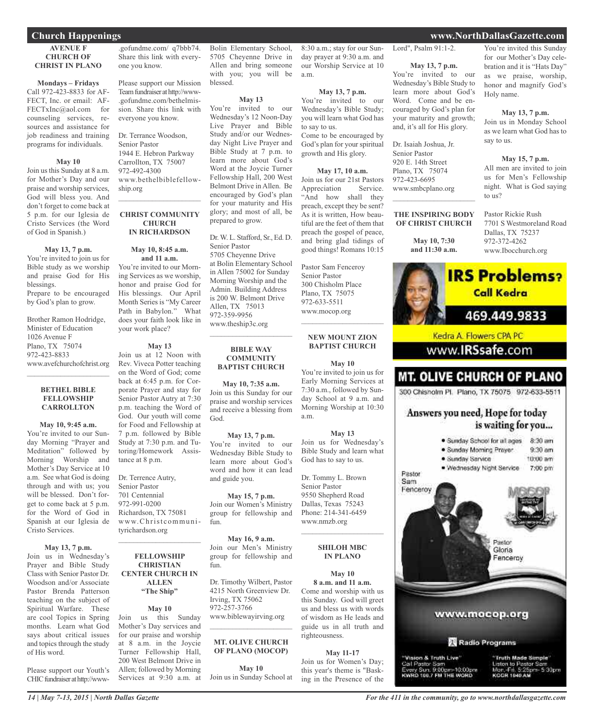## Church Happenings

### AVENUE F CHURCH OF CHRIST IN PLANO

**Mondays – Fridays**
Call 972-423-8833 for AFFECT, Inc. or email: AFFECTxInc@aol.com for counseling services, resources and assistance for job readiness and training programs for individuals.

**May 10**
Join us this Sunday at 8 a.m. for Mother's Day and our praise and worship services, God will bless you. And don't forget to come back at 5 p.m. for our Iglesia de Cristo Services (the Word of God in Spanish.)

**May 13, 7 p.m.**
You're invited to join us for Bible study as we worship and praise God for His blessings.
Prepare to be encouraged by God's plan to grow.

Brother Ramon Hodridge,
Minister of Education
1026 Avenue F
Plano, TX 75074
972-423-8833
www.avefchurchofchrist.org

---

### BETHEL BIBLE FELLOWSHIP CARROLLTON

**May 10, 9:45 a.m.**
You're invited to our Sunday Morning "Prayer and Meditation" followed by Morning Worship and Mother's Day Service at 10 a.m. See what God is doing through and with us; you will be blessed. Don't forget to come back at 5 p.m. for the Word of God in Spanish at our Iglesia de Cristo Services.

**May 13, 7 p.m.**
Join us in Wednesday's Prayer and Bible Study Class with Senior Pastor Dr. Woodson and/or Associate Pastor Brenda Patterson teaching on the subject of Spiritual Warfare. These are cool Topics in Spring months. Learn what God says about critical issues and topics through the study of His word.

Please support our Youth's CHIC fundraiser at http://www.gofundme.com/ q7bbb74. Share this link with everyone you know.

Please support our Mission Team fundraiser at http://www.gofundme.com/bethelmission. Share this link with everyone you know.

Dr. Terrance Woodson,
Senior Pastor
1944 E. Hebron Parkway
Carrollton, TX 75007
972-492-4300
www.bethelbiblefellowship.org

---

### CHRIST COMMUNITY CHURCH IN RICHARDSON

**May 10, 8:45 a.m. and 11 a.m.**
You're invited to our Morning Services as we worship, honor and praise God for His blessings. Our April Month Series is "My Career Path in Babylon." What does your faith look like in your work place?

**May 13**
Join us at 12 Noon with Rev. Viveca Potter teaching on the Word of God; come back at 6:45 p.m. for Corporate Prayer and stay for Senior Pastor Autry at 7:30 p.m. teaching the Word of God. Our youth will come for Food and Fellowship at 7 p.m. followed by Bible Study at 7:30 p.m. and Tutoring/Homework Assistance at 8 p.m.

Dr. Terrence Autry,
Senior Pastor
701 Centennial
972-991-0200
Richardson, TX 75081
www.Christcommunityrichardson.org

---

### FELLOWSHIP CHRISTIAN CENTER CHURCH IN ALLEN "The Ship"

**May 10**
Join us this Sunday Mother's Day services and for our praise and worship at 8 a.m. in the Joycie Turner Fellowship Hall, 200 West Belmont Drive in Allen; followed by Morning Services at 9:30 a.m. at Bolin Elementary School, 5705 Cheyenne Drive in Allen and bring someone with you; you will be blessed.

**May 13**
You're invited to our Wednesday's 12 Noon-Day Live Prayer and Bible Study and/or our Wednesday Night Live Prayer and Bible Study at 7 p.m. to learn more about God's Word at the Joycie Turner Fellowship Hall, 200 West Belmont Drive in Allen. Be encouraged by God's plan for your maturity and His glory; and most of all, be prepared to grow.

Dr. W. L. Stafford, Sr., Ed. D.
Senior Pastor
5705 Cheyenne Drive
at Bolin Elementary School in Allen 75002 for Sunday Morning Worship and the Admin. Building Address is 200 W. Belmont Drive
Allen, TX 75013
972-359-9956
www.theship3c.org

---

### BIBLE WAY COMMUNITY BAPTIST CHURCH

**May 10, 7:35 a.m.**
Join us this Sunday for our praise and worship services and receive a blessing from God.

**May 13, 7 p.m.**
You're invited to our Wednesday Bible Study to learn more about God's word and how it can lead and guide you.

**May 15, 7 p.m.**
Join our Women's Ministry group for fellowship and fun.

**May 16, 9 a.m.**
Join our Men's Ministry group for fellowship and fun.

Dr. Timothy Wilbert, Pastor
4215 North Greenview Dr.
Irving, TX 75062
972-257-3766
www.biblewayirving.org

---

### MT. OLIVE CHURCH OF PLANO (MOCOP)

**May 10**
Join us in Sunday School at 8:30 a.m.; stay for our Sunday prayer at 9:30 a.m. and our Worship Service at 10 a.m.

**May 13, 7 p.m.**
You're invited to our Wednesday's Bible Study; you will learn what God has to say to us.
Come to be encouraged by God's plan for your spiritual growth and His glory.

**May 17, 10 a.m.**
Join us for our 21st Pastors Appreciation Service. "And how shall they preach, except they be sent? As it is written, How beautiful are the feet of them that preach the gospel of peace, and bring glad tidings of good things! Romans 10:15

Pastor Sam Fenceroy
Senior Pastor
300 Chisholm Place
Plano, TX 75075
972-633-5511
www.mocop.org

---

### NEW MOUNT ZION BAPTIST CHURCH

**May 10**
You're invited to join us for Early Morning Services at 7:30 a.m., followed by Sunday School at 9 a.m. and Morning Worship at 10:30 a.m.

**May 13**
Join us for Wednesday's Bible Study and learn what God has to say to us.

Dr. Tommy L. Brown
Senior Pastor
9550 Shepherd Road
Dallas, Texas 75243
Phone: 214-341-6459
www.nmzb.org

---

### SHILOH MBC IN PLANO

**May 10**
**8 a.m. and 11 a.m.**
Come and worship with us this Sunday. God will greet us and bless us with words of wisdom as He leads and guide us in all truth and righteousness.

**May 11-17**
Join us for Women's Day; this year's theme is "Basking in the Presence of the Lord", Psalm 91:1-2.

**May 13, 7 p.m.**
You're invited to our Wednesday's Bible Study to learn more about God's Word. Come and be encouraged by God's plan for your maturity and growth; and, it's all for His glory.

Dr. Isaiah Joshua, Jr.
Senior Pastor
920 E. 14th Street
Plano, TX 75074
972-423-6695
www.smbcplano.org

---

### THE INSPIRING BODY OF CHRIST CHURCH

**May 10, 7:30 and 11:30 a.m.**
You're invited this Sunday for our Mother's Day celebration and it is "Hats Day" as we praise, worship, honor and magnify God's Holy name.

**May 13, 7 p.m.**
Join us in Monday School as we learn what God has to say to us.

**May 15, 7 p.m.**
All men are invited to join us for Men's Fellowship night. What is God saying to us?

Pastor Rickie Rush
7701 S Westmoreland Road
Dallas, TX 75237
972-372-4262
www.Ibocchurch.org

---

**IRS Problems? Call Kedra**
469.449.9833
Kedra A. Flowers CPA PC
www.IRSsafe.com

---

**MT. OLIVE CHURCH OF PLANO**
300 Chisholm Pl. Plano, TX 75075 972-633-5511

Answers you need, Hope for today is waiting for you...

- Sunday School for all ages 8:30 am
- Sunday Morning Prayer 9:30 am
- Sunday Service 10:00 am
- Wednesday Night Service 7:00 pm

Pastor Sam Fenceroy
Pastor Gloria Fenceroy

www.mocop.org

Radio Programs

"Vision & Truth Live"
Call Pastor Sam
Every Sun. 9:00pm-10:00pm
KWRD 100.7 FM THE WORD

"Truth Made Simple"
Listen to Pastor Sam
Mon.-Fri. 5:25pm- 5:30pm
KCGR 1040 AM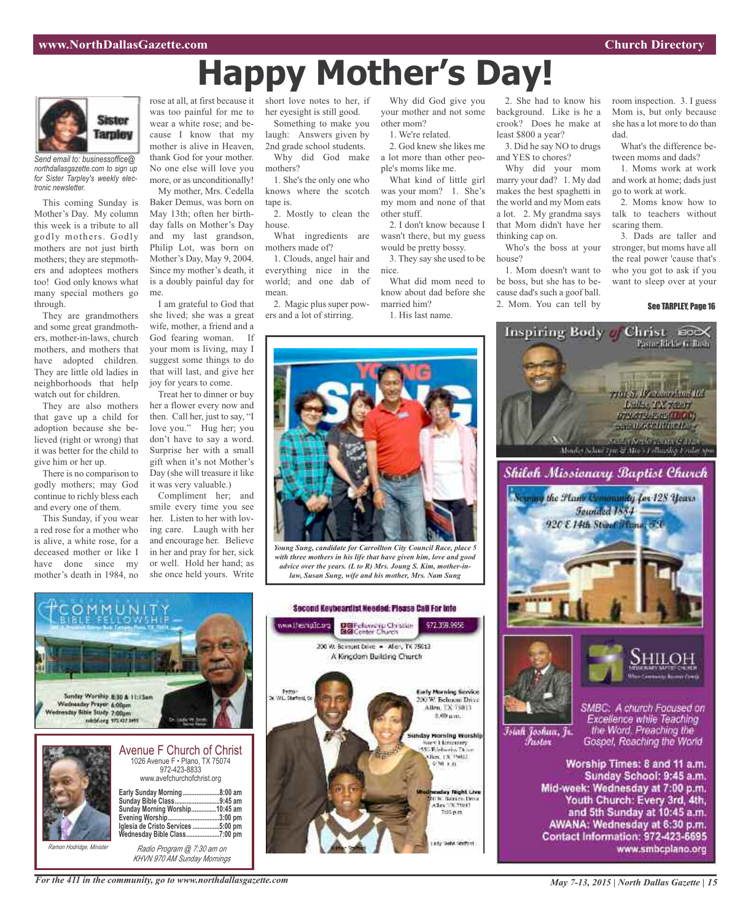# Happy Mother's Day!

Sister Tarpley

*Send email to: businessoffice@northdallasgazette.com to sign up for Sister Tarpley's weekly electronic newsletter.*

This coming Sunday is Mother's Day. My column this week is a tribute to all godly mothers. Godly mothers are not just birth mothers; they are stepmothers and adoptees mothers too! God only knows what many special mothers go through.

They are grandmothers and some great grandmothers, mother-in-laws, church mothers, and mothers that have adopted children. They are little old ladies in neighborhoods that help watch out for children.

They are also mothers that gave up a child for adoption because she believed (right or wrong) that it was better for the child to give him or her up.

There is no comparison to godly mothers; may God continue to richly bless each and every one of them.

This Sunday, if you wear a red rose for a mother who is alive, a white rose, for a deceased mother or like I have done since my mother's death in 1984, no rose at all, at first because it was too painful for me to wear a white rose; and because I know that my mother is alive in Heaven, thank God for your mother. No one else will love you more, or as unconditionally!

My mother, Mrs. Cedella Baker Demus, was born on May 13th; often her birthday falls on Mother's Day and my last grandson, Philip Lot, was born on Mother's Day, May 9, 2004. Since my mother's death, it is a doubly painful day for me.

I am grateful to God that she lived; she was a great wife, mother, a friend and a God fearing woman. If your mom is living, may I suggest some things to do that will last, and give her joy for years to come.

Treat her to dinner or buy her a flower every now and then. Call her, just to say, "I love you." Hug her; you don't have to say a word. Surprise her with a small gift when it's not Mother's Day (she will treasure it like it was very valuable.)

Compliment her; and smile every time you see her. Listen to her with loving care. Laugh with her and encourage her. Believe in her and pray for her, sick or well. Hold her hand; as she once held yours. Write short love notes to her, if her eyesight is still good.

Something to make you laugh: Answers given by 2nd grade school students.

Why did God make mothers?

1. She's the only one who knows where the scotch tape is.

2. Mostly to clean the house.

What ingredients are mothers made of?

1. Clouds, angel hair and everything nice in the world; and one dab of mean.

2. Magic plus super powers and a lot of stirring.

Why did God give you your mother and not some other mom?

1. We're related.

2. God knew she likes me a lot more than other people's moms like me.

What kind of little girl was your mom?

1. She's my mom and none of that other stuff.

2. I don't know because I wasn't there, but my guess would be pretty bossy.

3. They say she used to be nice.

What did mom need to know about dad before she married him?

1. His last name.

2. She had to know his background. Like is he a crook? Does he make at least $800 a year?

3. Did he say NO to drugs and YES to chores?

Why did your mom marry your dad?

1. My dad makes the best spaghetti in the world and my Mom eats a lot.

2. My grandma says that Mom didn't have her thinking cap on.

Who's the boss at your house?

1. Mom doesn't want to be boss, but she has to because dad's such a goof ball.

2. Mom. You can tell by room inspection.

3. I guess Mom is, but only because she has a lot more to do than dad.

What's the difference between moms and dads?

1. Moms work at work and work at home; dads just go to work at work.

2. Moms know how to talk to teachers without scaring them.

3. Dads are taller and stronger, but moms have all the real power 'cause that's who you got to ask if you want to sleep over at your

**See TARPLEY, Page 16**

*Young Sung, candidate for Carrollton City Council Race, place 5 with three mothers in his life that have given him, love and good advice over the years. (L to R) Mrs. Joung S. Kim, mother-in-law, Susan Sung, wife and his mother, Mrs. Nam Sung*

## Inspiring Body of Christ

Pastor Rickie G. Rush

7701 S. Westmoreland Rd
Dallas, TX 75237
972-672-6265 (IBOC)
www.IBOCCHURCH.org

Sunday Service 7am & 11am
Monday School 7pm & Men's Fellowship Friday 8pm

## Shiloh Missionary Baptist Church

Serving the Plano Community for 128 Years
Founded 1884
920 E 14th Street Plano, TX

Israel Joshua, Jr.
Pastor

SMBC: A church Focused on Excellence while Teaching the Word, Preaching the Gospel, Reaching the World

Worship Times: 8 and 11 a.m.
Sunday School: 9:45 a.m.
Mid-week: Wednesday at 7:00 p.m.
Youth Church: Every 3rd, 4th, and 5th Sunday at 10:45 a.m.
AWANA: Wednesday at 6:30 p.m.
Contact Information: 972-423-6695
www.smbcplano.org

## Community Bible Fellowship

Sunday Worship 8:30 & 11:15am
Wednesday Prayer 6:00pm
Wednesday Bible Study 7:00pm

Dr. Leslie W. Smith, Senior Pastor

## Avenue F Church of Christ

1026 Avenue F • Plano, TX 75074
972-423-8833
www.avefchurchofchrist.org

Early Sunday Morning.....................8:00 am
Sunday Bible Class..........................9:45 am
Sunday Morning Worship...............10:45 am
Evening Worship..............................3:00 pm
Iglesia de Cristo Services ................5:00 pm
Wednesday Bible Class...................7:00 pm

Ramon Hodridge, Minister

*Radio Program @ 7:30 am on KHVN 970 AM Sunday Mornings*

## Fellowship Christian Center Church

Second Keyboardist Needed: Please Call For Info

www.thefcclc.org 972.359.9956

200 W. Belmont Drive • Allen, TX 75013
A Kingdom Building Church

Pastor Dr. W.L. Stafford, Sr.

Early Morning Service
200 W. Belmont Drive
Allen, TX 75013
8:00 a.m.

Sunday Morning Worship
Story Elementary
550 Ridgeview Drive
Allen, TX 75002
9:30 a.m.

Wednesday Night Live
200 W. Belmont Drive
Allen, TX 75013
7:00 p.m.

Lady Nerita Stafford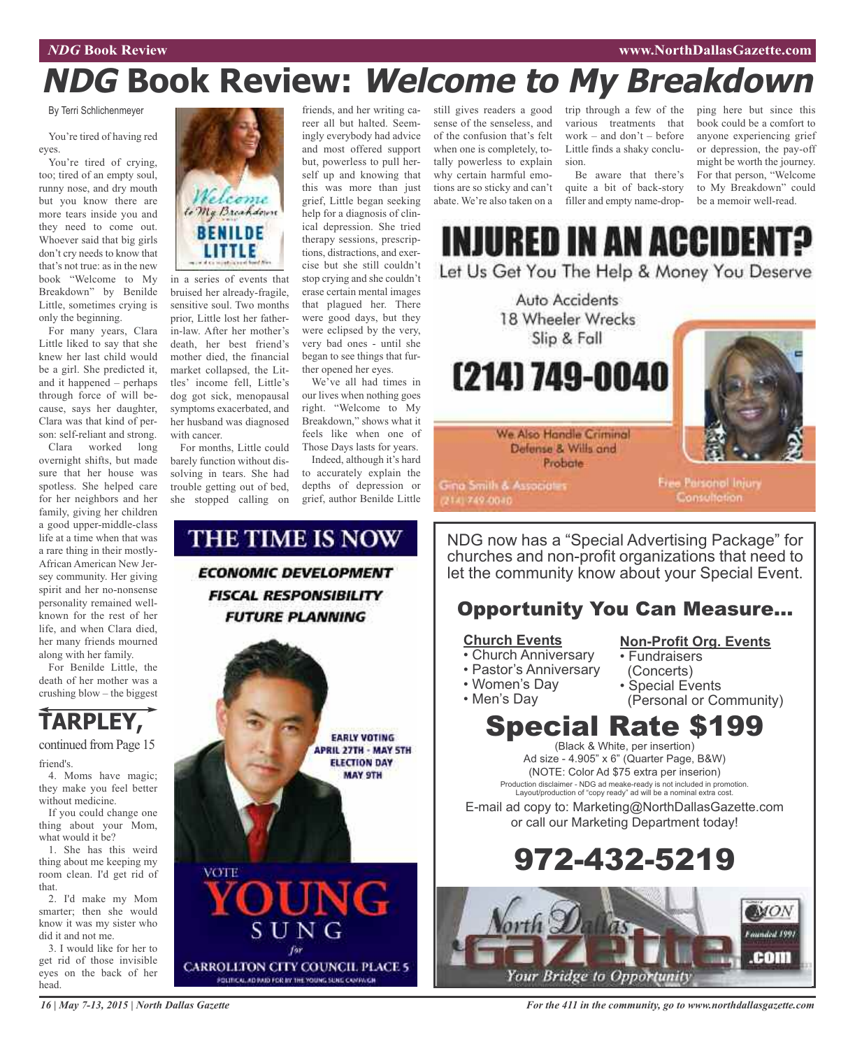# *NDG* Book Review: *Welcome to My Breakdown*

By Terri Schlichenmeyer

You're tired of having red eyes.

You're tired of crying, too; tired of an empty soul, runny nose, and dry mouth but you know there are more tears inside you and they need to come out. Whoever said that big girls don't cry needs to know that that's not true: as in the new book "Welcome to My Breakdown" by Benilde Little, sometimes crying is only the beginning.

For many years, Clara Little liked to say that she knew her last child would be a girl. She predicted it, and it happened – perhaps through force of will because, says her daughter, Clara was that kind of person: self-reliant and strong.

Clara worked long overnight shifts, but made sure that her house was spotless. She helped care for her neighbors and her family, giving her children a good upper-middle-class life at a time when that was a rare thing in their mostly-African American New Jersey community. Her giving spirit and her no-nonsense personality remained well-known for the rest of her life, and when Clara died, her many friends mourned along with her family.

For Benilde Little, the death of her mother was a crushing blow – the biggest in a series of events that bruised her already-fragile, sensitive soul. Two months prior, Little lost her father-in-law. After her mother's death, her best friend's mother died, the financial market collapsed, the Littles' income fell, Little's dog got sick, menopausal symptoms exacerbated, and her husband was diagnosed with cancer.

For months, Little could barely function without dissolving in tears. She had trouble getting out of bed, she stopped calling on friends, and her writing career all but halted. Seemingly everybody had advice and most offered support but, powerless to pull herself up and knowing that this was more than just grief, Little began seeking help for a diagnosis of clinical depression. She tried therapy sessions, prescriptions, distractions, and exercise but she still couldn't stop crying and she couldn't erase certain mental images that plagued her. There were good days, but they were eclipsed by the very, very bad ones - until she began to see things that further opened her eyes.

We've all had times in our lives when nothing goes right. "Welcome to My Breakdown," shows what it feels like when one of Those Days lasts for years.

Indeed, although it's hard to accurately explain the depths of depression or grief, author Benilde Little still gives readers a good sense of the senseless, and of the confusion that's felt when one is completely, totally powerless to explain why certain harmful emotions are so sticky and can't abate. We're also taken on a trip through a few of the various treatments that work – and don't – before Little finds a shaky conclusion.

Be aware that there's quite a bit of back-story filler and empty name-dropping here but since this book could be a comfort to anyone experiencing grief or depression, the pay-off might be worth the journey. For that person, "Welcome to My Breakdown" could be a memoir well-read.

## TARPLEY,

continued from Page 15

friend's.

4. Moms have magic; they make you feel better without medicine.

If you could change one thing about your Mom, what would it be?

1. She has this weird thing about me keeping my room clean. I'd get rid of that.

2. I'd make my Mom smarter; then she would know it was my sister who did it and not me.

3. I would like for her to get rid of those invisible eyes on the back of her head.

---

**INJURED IN AN ACCIDENT?**

Let Us Get You The Help & Money You Deserve

Auto Accidents
18 Wheeler Wrecks
Slip & Fall

**(214) 749-0040**

We Also Handle Criminal Defense & Wills and Probate

Gina Smith & Associates
(214) 749-0040

Free Personal Injury Consultation

---

**THE TIME IS NOW**

ECONOMIC DEVELOPMENT
FISCAL RESPONSIBILITY
FUTURE PLANNING

EARLY VOTING
APRIL 27TH - MAY 5TH
ELECTION DAY
MAY 9TH

VOTE
**YOUNG SUNG**
for
CARROLLTON CITY COUNCIL PLACE 5

POLITICAL AD PAID FOR BY THE YOUNG SUNG CAMPAIGN

---

NDG now has a "Special Advertising Package" for churches and non-profit organizations that need to let the community know about your Special Event.

## Opportunity You Can Measure...

**Church Events**
- Church Anniversary
- Pastor's Anniversary
- Women's Day
- Men's Day

**Non-Profit Org. Events**
- Fundraisers (Concerts)
- Special Events (Personal or Community)

## Special Rate $199

(Black & White, per insertion)
Ad size - 4.905" x 6" (Quarter Page, B&W)
(NOTE: Color Ad $75 extra per inserion)

Production disclaimer - NDG ad meake-ready is not included in promotion. Layout/production of "copy ready" ad will be a nominal extra cost.

E-mail ad copy to: Marketing@NorthDallasGazette.com or call our Marketing Department today!

**972-432-5219**

North Dallas Gazette .com
Your Bridge to Opportunity